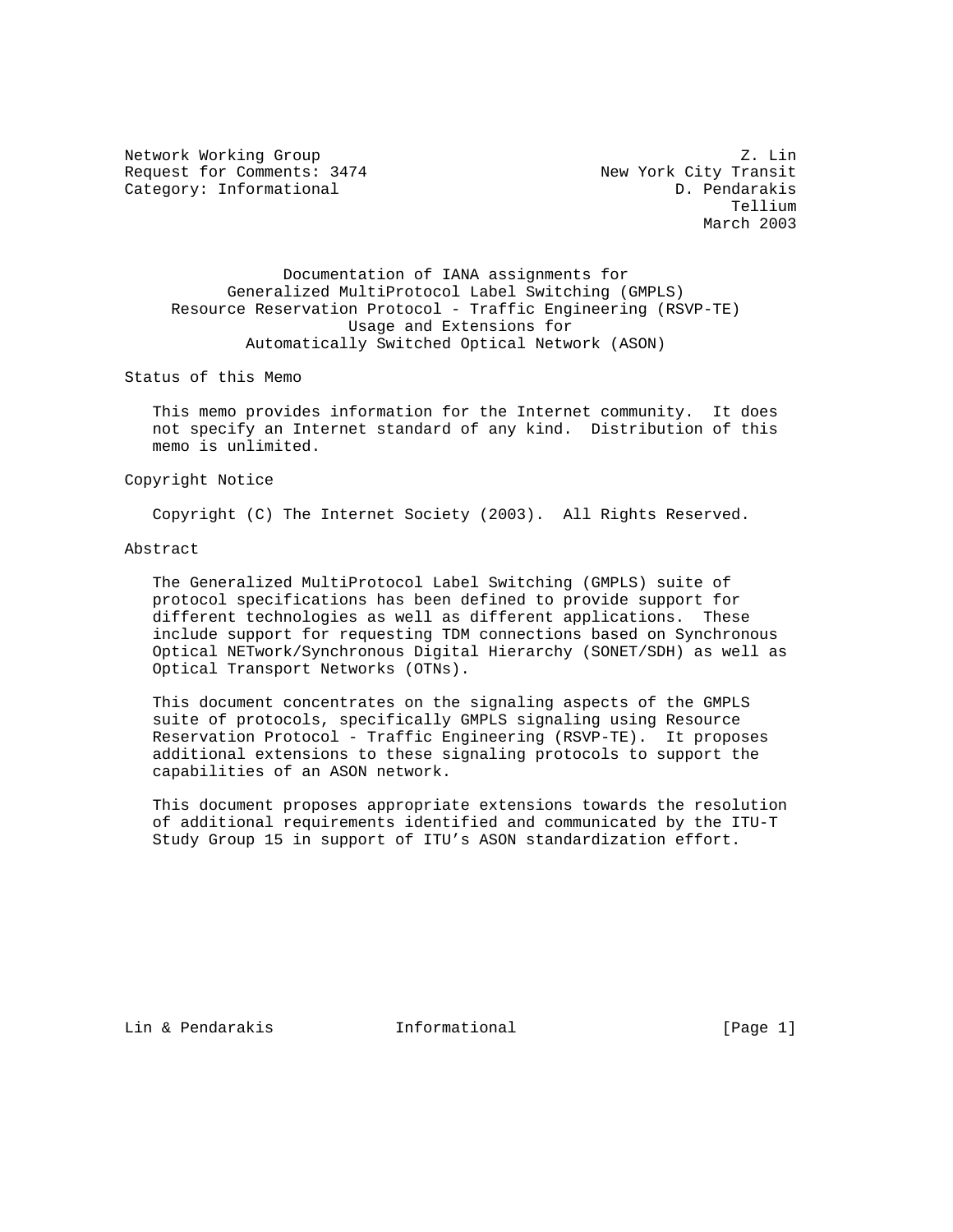Network Working Group                                             Z. Lin
Request for Comments: 3474                         New York City Transit
Category: Informational                                    D. Pendarakis
                                                                 Tellium
                                                              March 2003

# Documentation of IANA assignments for Generalized MultiProtocol Label Switching (GMPLS) Resource Reservation Protocol - Traffic Engineering (RSVP-TE) Usage and Extensions for Automatically Switched Optical Network (ASON)

## Status of this Memo

This memo provides information for the Internet community. It does not specify an Internet standard of any kind. Distribution of this memo is unlimited.

## Copyright Notice

Copyright (C) The Internet Society (2003). All Rights Reserved.

## Abstract

The Generalized MultiProtocol Label Switching (GMPLS) suite of protocol specifications has been defined to provide support for different technologies as well as different applications. These include support for requesting TDM connections based on Synchronous Optical NETwork/Synchronous Digital Hierarchy (SONET/SDH) as well as Optical Transport Networks (OTNs).

This document concentrates on the signaling aspects of the GMPLS suite of protocols, specifically GMPLS signaling using Resource Reservation Protocol - Traffic Engineering (RSVP-TE). It proposes additional extensions to these signaling protocols to support the capabilities of an ASON network.

This document proposes appropriate extensions towards the resolution of additional requirements identified and communicated by the ITU-T Study Group 15 in support of ITU's ASON standardization effort.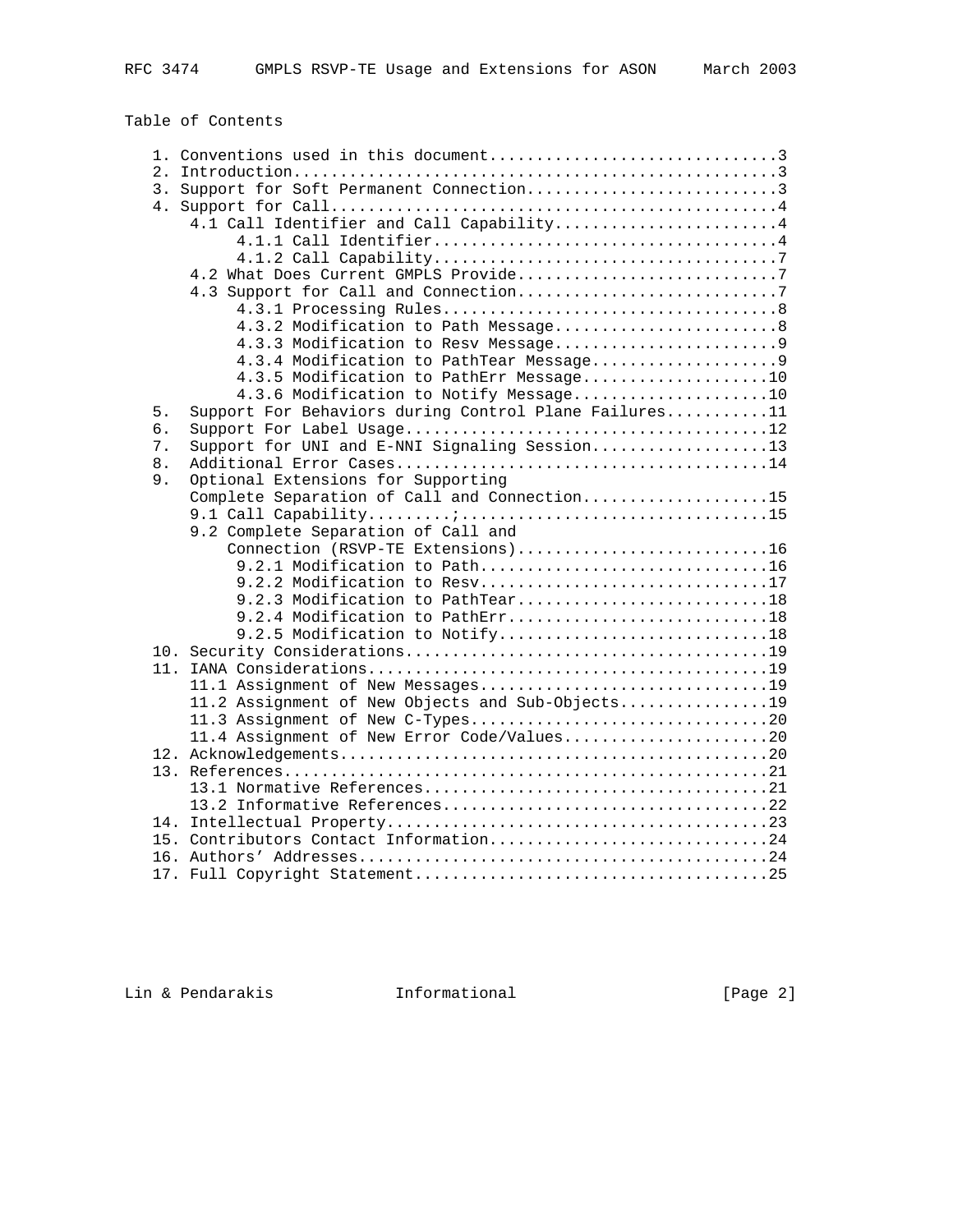Table of Contents

```
   1. Conventions used in this document...............................3
   2. Introduction....................................................3
   3. Support for Soft Permanent Connection...........................3
   4. Support for Call................................................4
      4.1 Call Identifier and Call Capability........................4
           4.1.1 Call Identifier.....................................4
           4.1.2 Call Capability.....................................7
      4.2 What Does Current GMPLS Provide............................7
      4.3 Support for Call and Connection............................7
           4.3.1 Processing Rules....................................8
           4.3.2 Modification to Path Message........................8
           4.3.3 Modification to Resv Message........................9
           4.3.4 Modification to PathTear Message....................9
           4.3.5 Modification to PathErr Message....................10
           4.3.6 Modification to Notify Message.....................10
   5.  Support For Behaviors during Control Plane Failures...........11
   6.  Support For Label Usage.......................................12
   7.  Support for UNI and E-NNI Signaling Session...................13
   8.  Additional Error Cases........................................14
   9.  Optional Extensions for Supporting
       Complete Separation of Call and Connection....................15
       9.1 Call Capability.........;.................................15
       9.2 Complete Separation of Call and
           Connection (RSVP-TE Extensions)...........................16
            9.2.1 Modification to Path...............................16
            9.2.2 Modification to Resv...............................17
            9.2.3 Modification to PathTear...........................18
            9.2.4 Modification to PathErr............................18
            9.2.5 Modification to Notify.............................18
   10. Security Considerations.......................................19
   11. IANA Considerations...........................................19
       11.1 Assignment of New Messages...............................19
       11.2 Assignment of New Objects and Sub-Objects................19
       11.3 Assignment of New C-Types................................20
       11.4 Assignment of New Error Code/Values......................20
   12. Acknowledgements..............................................20
   13. References....................................................21
       13.1 Normative References.....................................21
       13.2 Informative References...................................22
   14. Intellectual Property.........................................23
   15. Contributors Contact Information..............................24
   16. Authors' Addresses............................................24
   17. Full Copyright Statement......................................25
```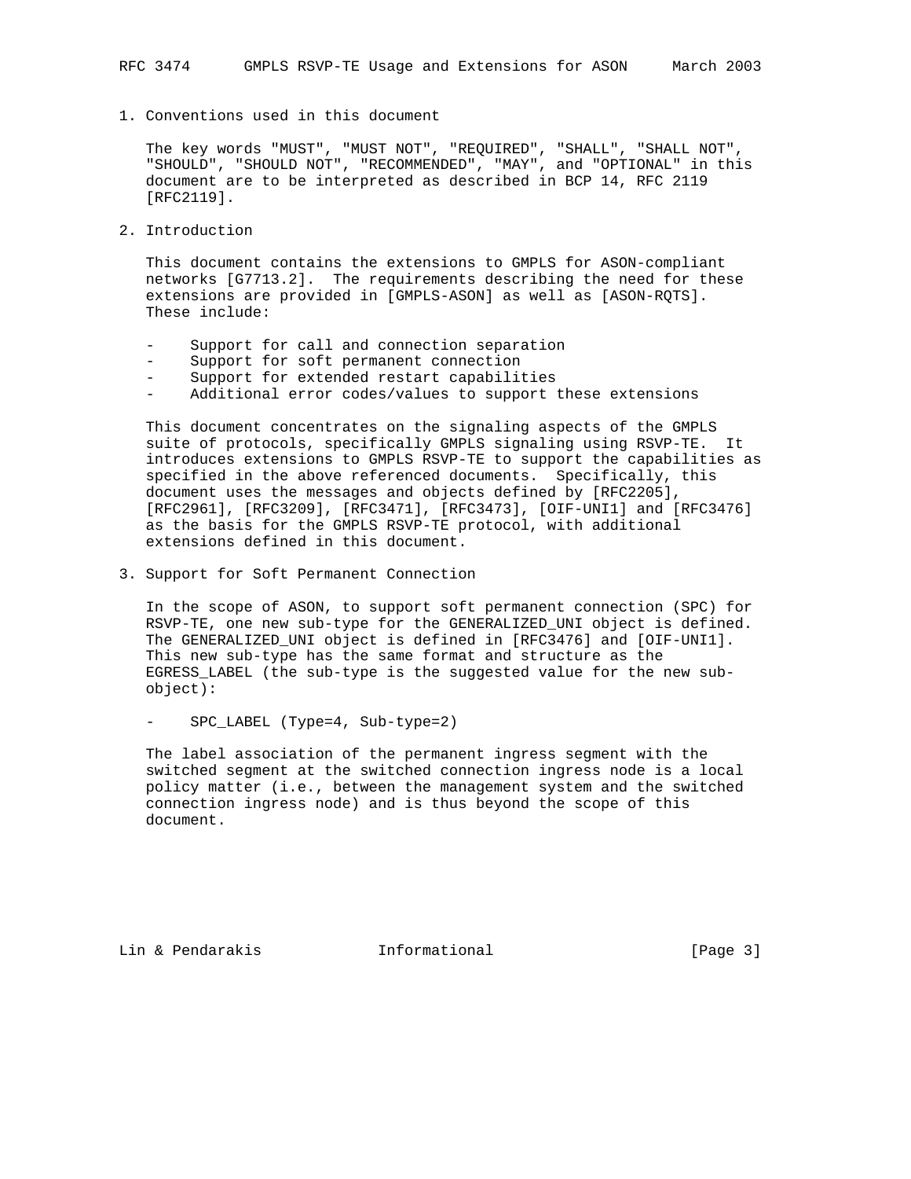## 1. Conventions used in this document

The key words "MUST", "MUST NOT", "REQUIRED", "SHALL", "SHALL NOT", "SHOULD", "SHOULD NOT", "RECOMMENDED", "MAY", and "OPTIONAL" in this document are to be interpreted as described in BCP 14, RFC 2119 [RFC2119].

## 2. Introduction

This document contains the extensions to GMPLS for ASON-compliant networks [G7713.2]. The requirements describing the need for these extensions are provided in [GMPLS-ASON] as well as [ASON-RQTS]. These include:

- Support for call and connection separation
- Support for soft permanent connection
- Support for extended restart capabilities
- Additional error codes/values to support these extensions

This document concentrates on the signaling aspects of the GMPLS suite of protocols, specifically GMPLS signaling using RSVP-TE. It introduces extensions to GMPLS RSVP-TE to support the capabilities as specified in the above referenced documents. Specifically, this document uses the messages and objects defined by [RFC2205], [RFC2961], [RFC3209], [RFC3471], [RFC3473], [OIF-UNI1] and [RFC3476] as the basis for the GMPLS RSVP-TE protocol, with additional extensions defined in this document.

## 3. Support for Soft Permanent Connection

In the scope of ASON, to support soft permanent connection (SPC) for RSVP-TE, one new sub-type for the GENERALIZED_UNI object is defined. The GENERALIZED_UNI object is defined in [RFC3476] and [OIF-UNI1]. This new sub-type has the same format and structure as the EGRESS_LABEL (the sub-type is the suggested value for the new sub-object):

- SPC_LABEL (Type=4, Sub-type=2)

The label association of the permanent ingress segment with the switched segment at the switched connection ingress node is a local policy matter (i.e., between the management system and the switched connection ingress node) and is thus beyond the scope of this document.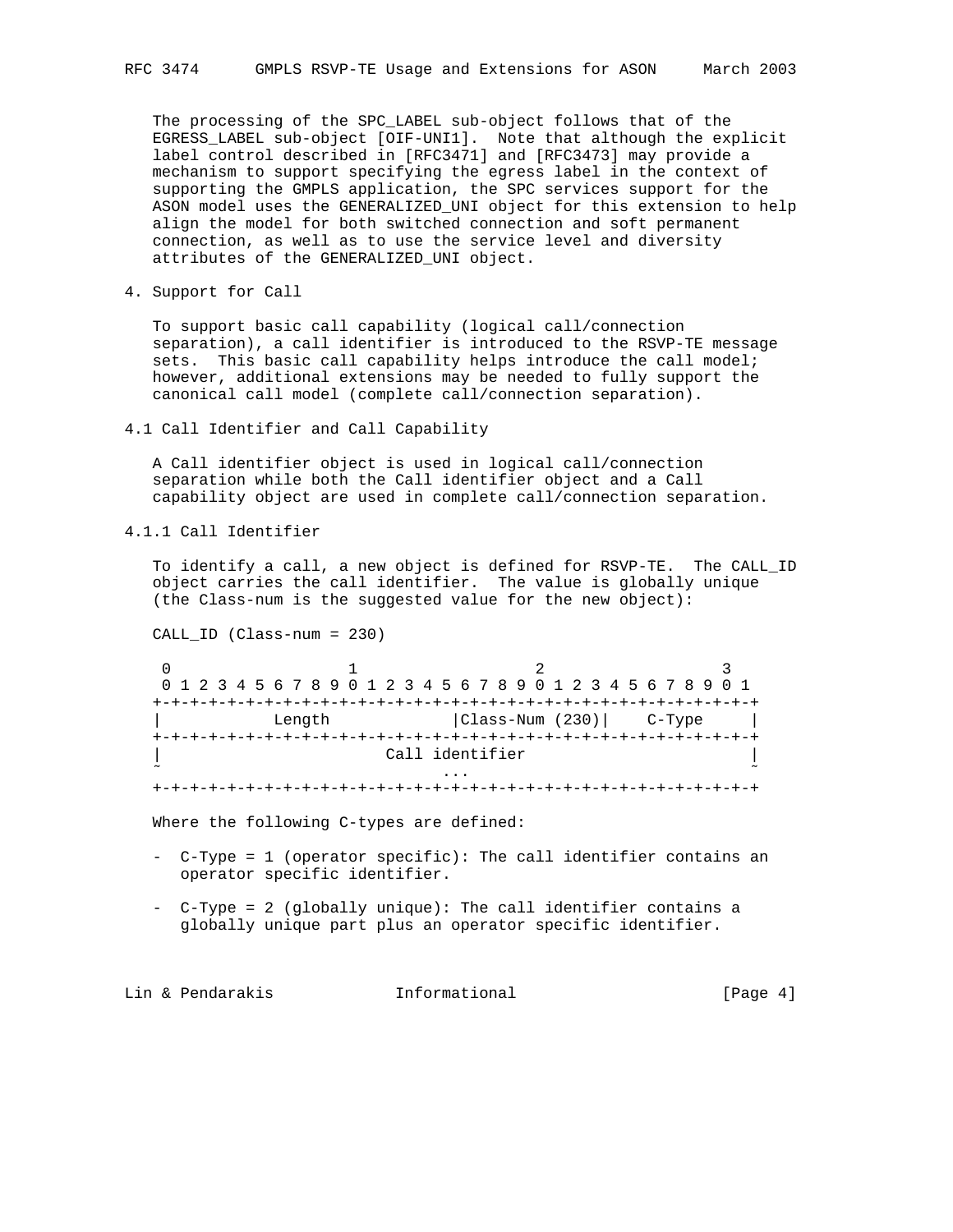The processing of the SPC_LABEL sub-object follows that of the EGRESS_LABEL sub-object [OIF-UNI1]. Note that although the explicit label control described in [RFC3471] and [RFC3473] may provide a mechanism to support specifying the egress label in the context of supporting the GMPLS application, the SPC services support for the ASON model uses the GENERALIZED_UNI object for this extension to help align the model for both switched connection and soft permanent connection, as well as to use the service level and diversity attributes of the GENERALIZED_UNI object.

## 4. Support for Call

To support basic call capability (logical call/connection separation), a call identifier is introduced to the RSVP-TE message sets. This basic call capability helps introduce the call model; however, additional extensions may be needed to fully support the canonical call model (complete call/connection separation).

### 4.1 Call Identifier and Call Capability

A Call identifier object is used in logical call/connection separation while both the Call identifier object and a Call capability object are used in complete call/connection separation.

#### 4.1.1 Call Identifier

To identify a call, a new object is defined for RSVP-TE. The CALL_ID object carries the call identifier. The value is globally unique (the Class-num is the suggested value for the new object):

CALL_ID (Class-num = 230)

```
 0                   1                   2                   3
 0 1 2 3 4 5 6 7 8 9 0 1 2 3 4 5 6 7 8 9 0 1 2 3 4 5 6 7 8 9 0 1
+-+-+-+-+-+-+-+-+-+-+-+-+-+-+-+-+-+-+-+-+-+-+-+-+-+-+-+-+-+-+-+-+
|            Length             |Class-Num (230)|    C-Type     |
+-+-+-+-+-+-+-+-+-+-+-+-+-+-+-+-+-+-+-+-+-+-+-+-+-+-+-+-+-+-+-+-+
|                        Call identifier                        |
~                              ...                              ~
+-+-+-+-+-+-+-+-+-+-+-+-+-+-+-+-+-+-+-+-+-+-+-+-+-+-+-+-+-+-+-+-+
```

Where the following C-types are defined:

- C-Type = 1 (operator specific): The call identifier contains an operator specific identifier.

- C-Type = 2 (globally unique): The call identifier contains a globally unique part plus an operator specific identifier.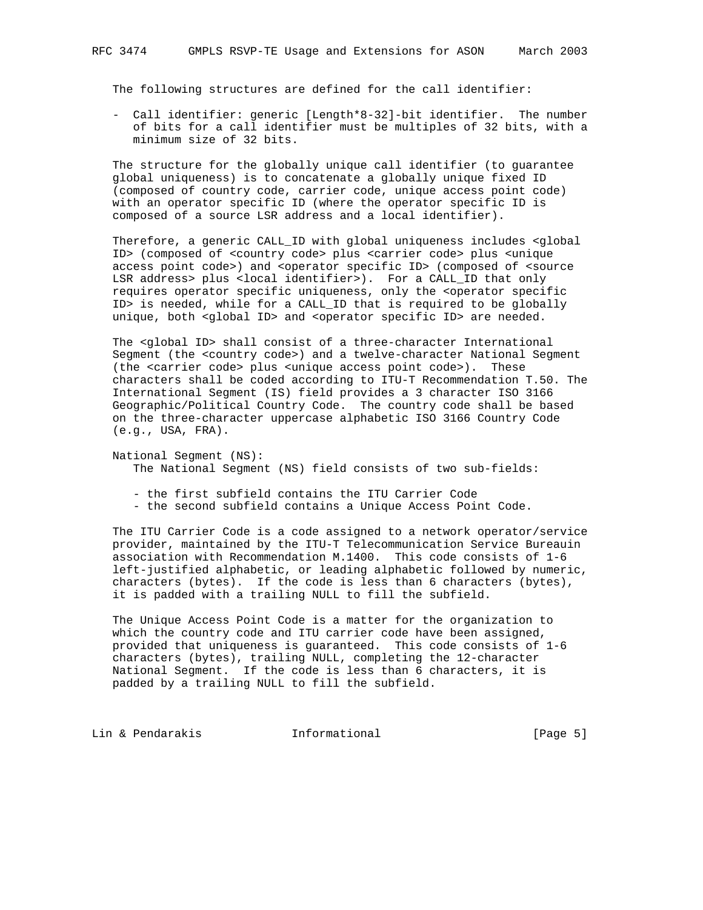The following structures are defined for the call identifier:

- Call identifier: generic [Length*8-32]-bit identifier. The number of bits for a call identifier must be multiples of 32 bits, with a minimum size of 32 bits.

The structure for the globally unique call identifier (to guarantee global uniqueness) is to concatenate a globally unique fixed ID (composed of country code, carrier code, unique access point code) with an operator specific ID (where the operator specific ID is composed of a source LSR address and a local identifier).

Therefore, a generic CALL_ID with global uniqueness includes <global ID> (composed of <country code> plus <carrier code> plus <unique access point code>) and <operator specific ID> (composed of <source LSR address> plus <local identifier>). For a CALL_ID that only requires operator specific uniqueness, only the <operator specific ID> is needed, while for a CALL_ID that is required to be globally unique, both <global ID> and <operator specific ID> are needed.

The <global ID> shall consist of a three-character International Segment (the <country code>) and a twelve-character National Segment (the <carrier code> plus <unique access point code>). These characters shall be coded according to ITU-T Recommendation T.50. The International Segment (IS) field provides a 3 character ISO 3166 Geographic/Political Country Code. The country code shall be based on the three-character uppercase alphabetic ISO 3166 Country Code (e.g., USA, FRA).

National Segment (NS):
The National Segment (NS) field consists of two sub-fields:

- the first subfield contains the ITU Carrier Code
- the second subfield contains a Unique Access Point Code.

The ITU Carrier Code is a code assigned to a network operator/service provider, maintained by the ITU-T Telecommunication Service Bureauin association with Recommendation M.1400. This code consists of 1-6 left-justified alphabetic, or leading alphabetic followed by numeric, characters (bytes). If the code is less than 6 characters (bytes), it is padded with a trailing NULL to fill the subfield.

The Unique Access Point Code is a matter for the organization to which the country code and ITU carrier code have been assigned, provided that uniqueness is guaranteed. This code consists of 1-6 characters (bytes), trailing NULL, completing the 12-character National Segment. If the code is less than 6 characters, it is padded by a trailing NULL to fill the subfield.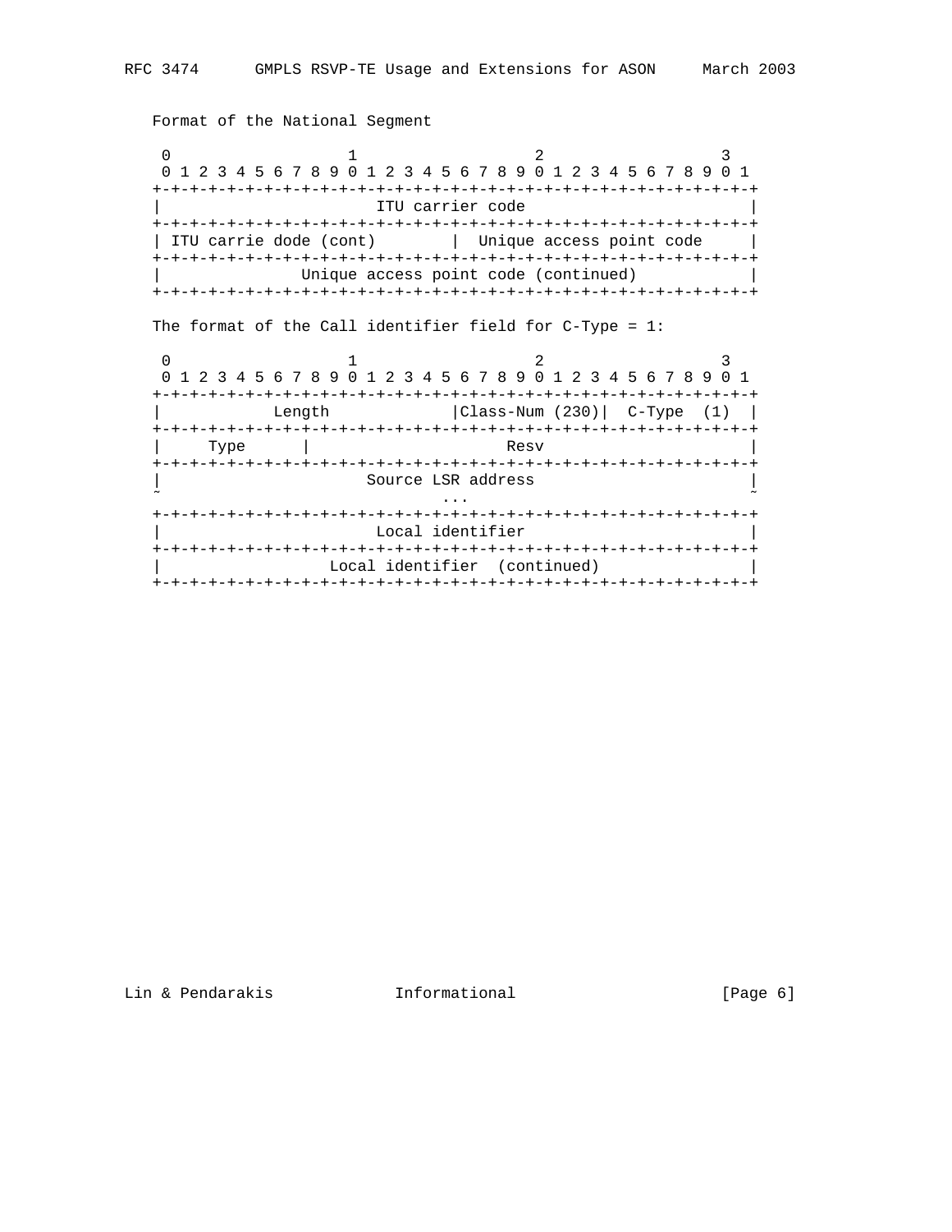Format of the National Segment

```
 0                   1                   2                   3
 0 1 2 3 4 5 6 7 8 9 0 1 2 3 4 5 6 7 8 9 0 1 2 3 4 5 6 7 8 9 0 1
+-+-+-+-+-+-+-+-+-+-+-+-+-+-+-+-+-+-+-+-+-+-+-+-+-+-+-+-+-+-+-+-+
|                       ITU carrier code                        |
+-+-+-+-+-+-+-+-+-+-+-+-+-+-+-+-+-+-+-+-+-+-+-+-+-+-+-+-+-+-+-+-+
| ITU carrie dode (cont)        |  Unique access point code     |
+-+-+-+-+-+-+-+-+-+-+-+-+-+-+-+-+-+-+-+-+-+-+-+-+-+-+-+-+-+-+-+-+
|               Unique access point code (continued)            |
+-+-+-+-+-+-+-+-+-+-+-+-+-+-+-+-+-+-+-+-+-+-+-+-+-+-+-+-+-+-+-+-+
```

The format of the Call identifier field for C-Type = 1:

```
 0                   1                   2                   3
 0 1 2 3 4 5 6 7 8 9 0 1 2 3 4 5 6 7 8 9 0 1 2 3 4 5 6 7 8 9 0 1
+-+-+-+-+-+-+-+-+-+-+-+-+-+-+-+-+-+-+-+-+-+-+-+-+-+-+-+-+-+-+-+-+
|           Length              |Class-Num (230)|  C-Type  (1)  |
+-+-+-+-+-+-+-+-+-+-+-+-+-+-+-+-+-+-+-+-+-+-+-+-+-+-+-+-+-+-+-+-+
|     Type      |                    Resv                       |
+-+-+-+-+-+-+-+-+-+-+-+-+-+-+-+-+-+-+-+-+-+-+-+-+-+-+-+-+-+-+-+-+
|                      Source LSR address                       |
~                              ...                              ~
+-+-+-+-+-+-+-+-+-+-+-+-+-+-+-+-+-+-+-+-+-+-+-+-+-+-+-+-+-+-+-+-+
|                       Local identifier                        |
+-+-+-+-+-+-+-+-+-+-+-+-+-+-+-+-+-+-+-+-+-+-+-+-+-+-+-+-+-+-+-+-+
|                  Local identifier  (continued)                |
+-+-+-+-+-+-+-+-+-+-+-+-+-+-+-+-+-+-+-+-+-+-+-+-+-+-+-+-+-+-+-+-+
```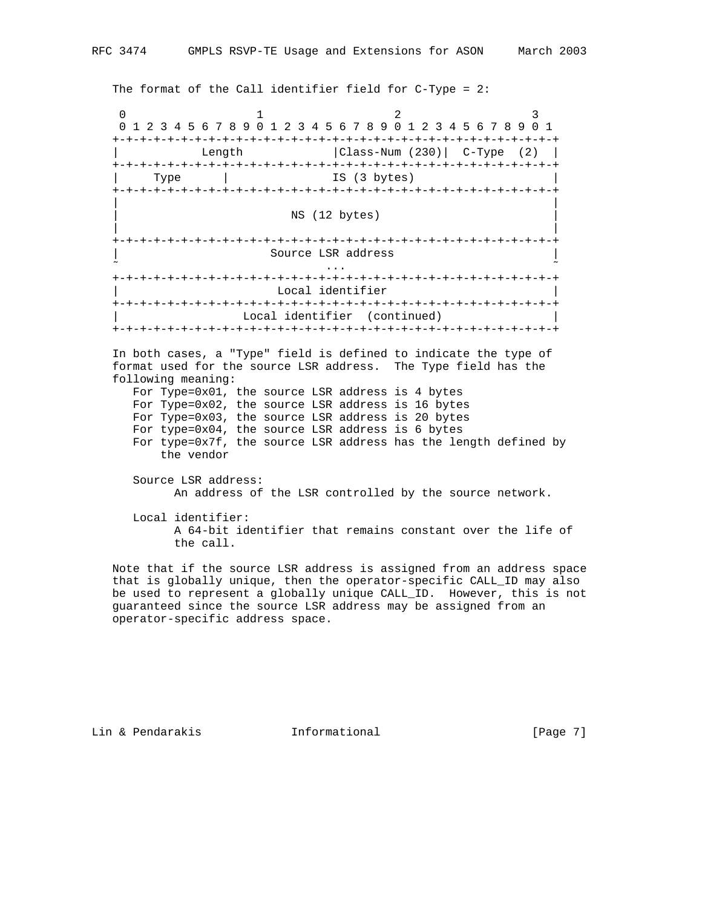The format of the Call identifier field for C-Type = 2:

```
 0                   1                   2                   3
 0 1 2 3 4 5 6 7 8 9 0 1 2 3 4 5 6 7 8 9 0 1 2 3 4 5 6 7 8 9 0 1
+-+-+-+-+-+-+-+-+-+-+-+-+-+-+-+-+-+-+-+-+-+-+-+-+-+-+-+-+-+-+-+-+
|            Length             |Class-Num (230)|  C-Type  (2)  |
+-+-+-+-+-+-+-+-+-+-+-+-+-+-+-+-+-+-+-+-+-+-+-+-+-+-+-+-+-+-+-+-+
|     Type      |               IS (3 bytes)                    |
+-+-+-+-+-+-+-+-+-+-+-+-+-+-+-+-+-+-+-+-+-+-+-+-+-+-+-+-+-+-+-+-+
|                                                               |
|                          NS (12 bytes)                        |
|                                                               |
+-+-+-+-+-+-+-+-+-+-+-+-+-+-+-+-+-+-+-+-+-+-+-+-+-+-+-+-+-+-+-+-+
|                      Source LSR address                       |
~                              ...                              ~
+-+-+-+-+-+-+-+-+-+-+-+-+-+-+-+-+-+-+-+-+-+-+-+-+-+-+-+-+-+-+-+-+
|                       Local identifier                        |
+-+-+-+-+-+-+-+-+-+-+-+-+-+-+-+-+-+-+-+-+-+-+-+-+-+-+-+-+-+-+-+-+
|                  Local identifier  (continued)                |
+-+-+-+-+-+-+-+-+-+-+-+-+-+-+-+-+-+-+-+-+-+-+-+-+-+-+-+-+-+-+-+-+
```

In both cases, a "Type" field is defined to indicate the type of format used for the source LSR address. The Type field has the following meaning:

- For Type=0x01, the source LSR address is 4 bytes
- For Type=0x02, the source LSR address is 16 bytes
- For Type=0x03, the source LSR address is 20 bytes
- For type=0x04, the source LSR address is 6 bytes
- For type=0x7f, the source LSR address has the length defined by the vendor

Source LSR address:
An address of the LSR controlled by the source network.

Local identifier:
A 64-bit identifier that remains constant over the life of the call.

Note that if the source LSR address is assigned from an address space that is globally unique, then the operator-specific CALL_ID may also be used to represent a globally unique CALL_ID. However, this is not guaranteed since the source LSR address may be assigned from an operator-specific address space.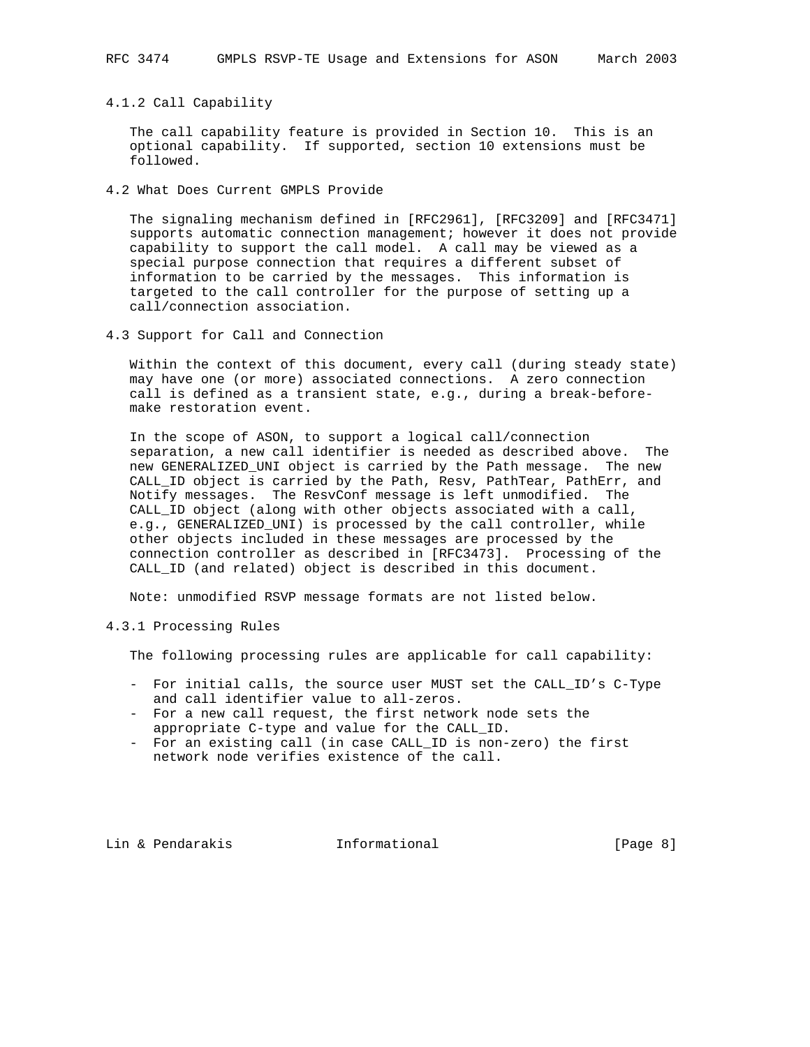### 4.1.2 Call Capability

The call capability feature is provided in Section 10. This is an optional capability. If supported, section 10 extensions must be followed.

## 4.2 What Does Current GMPLS Provide

The signaling mechanism defined in [RFC2961], [RFC3209] and [RFC3471] supports automatic connection management; however it does not provide capability to support the call model. A call may be viewed as a special purpose connection that requires a different subset of information to be carried by the messages. This information is targeted to the call controller for the purpose of setting up a call/connection association.

## 4.3 Support for Call and Connection

Within the context of this document, every call (during steady state) may have one (or more) associated connections. A zero connection call is defined as a transient state, e.g., during a break-before-make restoration event.

In the scope of ASON, to support a logical call/connection separation, a new call identifier is needed as described above. The new GENERALIZED_UNI object is carried by the Path message. The new CALL_ID object is carried by the Path, Resv, PathTear, PathErr, and Notify messages. The ResvConf message is left unmodified. The CALL_ID object (along with other objects associated with a call, e.g., GENERALIZED_UNI) is processed by the call controller, while other objects included in these messages are processed by the connection controller as described in [RFC3473]. Processing of the CALL_ID (and related) object is described in this document.

Note: unmodified RSVP message formats are not listed below.

### 4.3.1 Processing Rules

The following processing rules are applicable for call capability:

- For initial calls, the source user MUST set the CALL_ID's C-Type and call identifier value to all-zeros.
- For a new call request, the first network node sets the appropriate C-type and value for the CALL_ID.
- For an existing call (in case CALL_ID is non-zero) the first network node verifies existence of the call.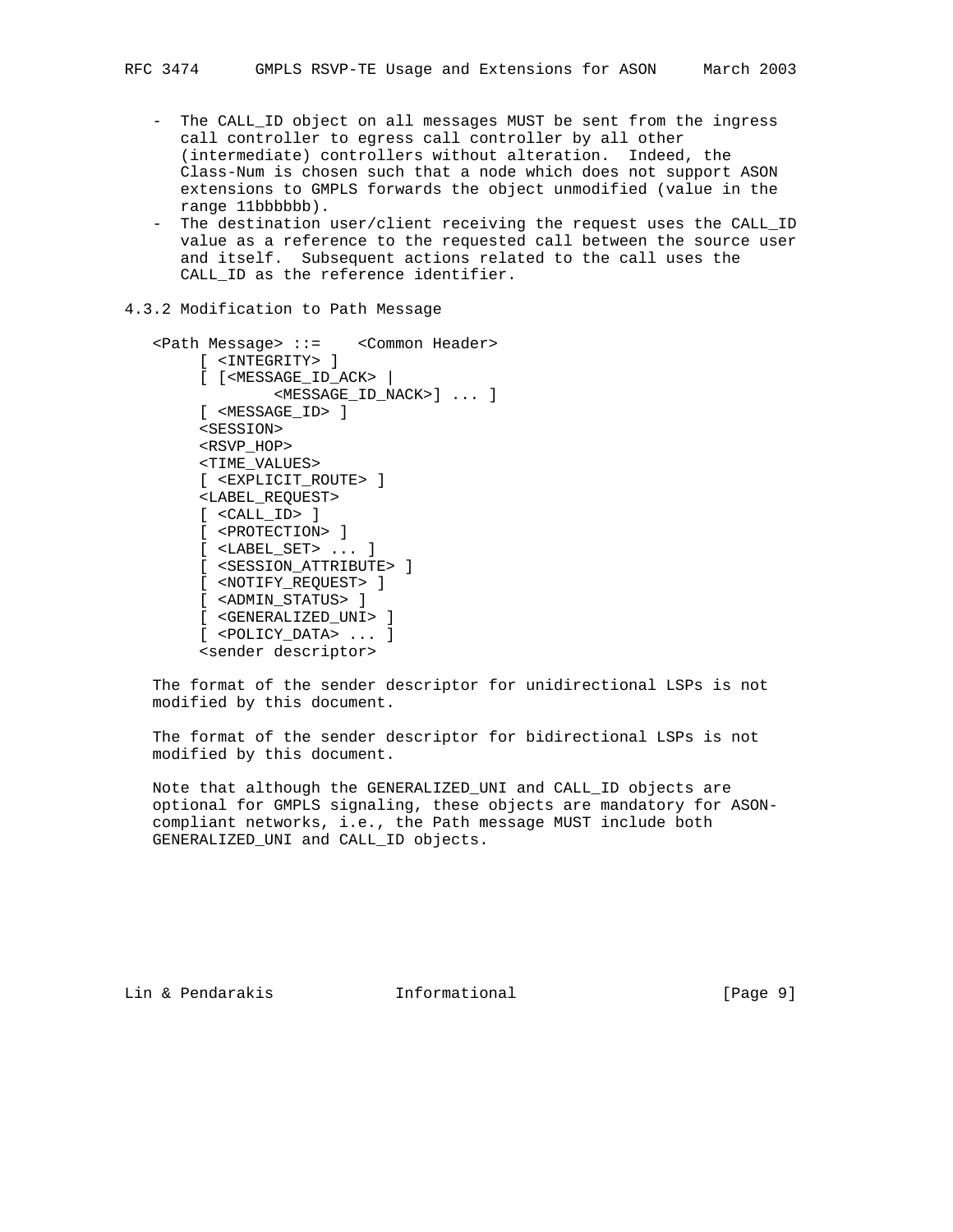- The CALL_ID object on all messages MUST be sent from the ingress call controller to egress call controller by all other (intermediate) controllers without alteration. Indeed, the Class-Num is chosen such that a node which does not support ASON extensions to GMPLS forwards the object unmodified (value in the range 11bbbbbb).
- The destination user/client receiving the request uses the CALL_ID value as a reference to the requested call between the source user and itself. Subsequent actions related to the call uses the CALL_ID as the reference identifier.

### 4.3.2 Modification to Path Message

```
<Path Message> ::=    <Common Header>
     [ <INTEGRITY> ]
     [ [<MESSAGE_ID_ACK> |
            <MESSAGE_ID_NACK>] ... ]
     [ <MESSAGE_ID> ]
     <SESSION>
     <RSVP_HOP>
     <TIME_VALUES>
     [ <EXPLICIT_ROUTE> ]
     <LABEL_REQUEST>
     [ <CALL_ID> ]
     [ <PROTECTION> ]
     [ <LABEL_SET> ... ]
     [ <SESSION_ATTRIBUTE> ]
     [ <NOTIFY_REQUEST> ]
     [ <ADMIN_STATUS> ]
     [ <GENERALIZED_UNI> ]
     [ <POLICY_DATA> ... ]
     <sender descriptor>
```

The format of the sender descriptor for unidirectional LSPs is not modified by this document.

The format of the sender descriptor for bidirectional LSPs is not modified by this document.

Note that although the GENERALIZED_UNI and CALL_ID objects are optional for GMPLS signaling, these objects are mandatory for ASON-compliant networks, i.e., the Path message MUST include both GENERALIZED_UNI and CALL_ID objects.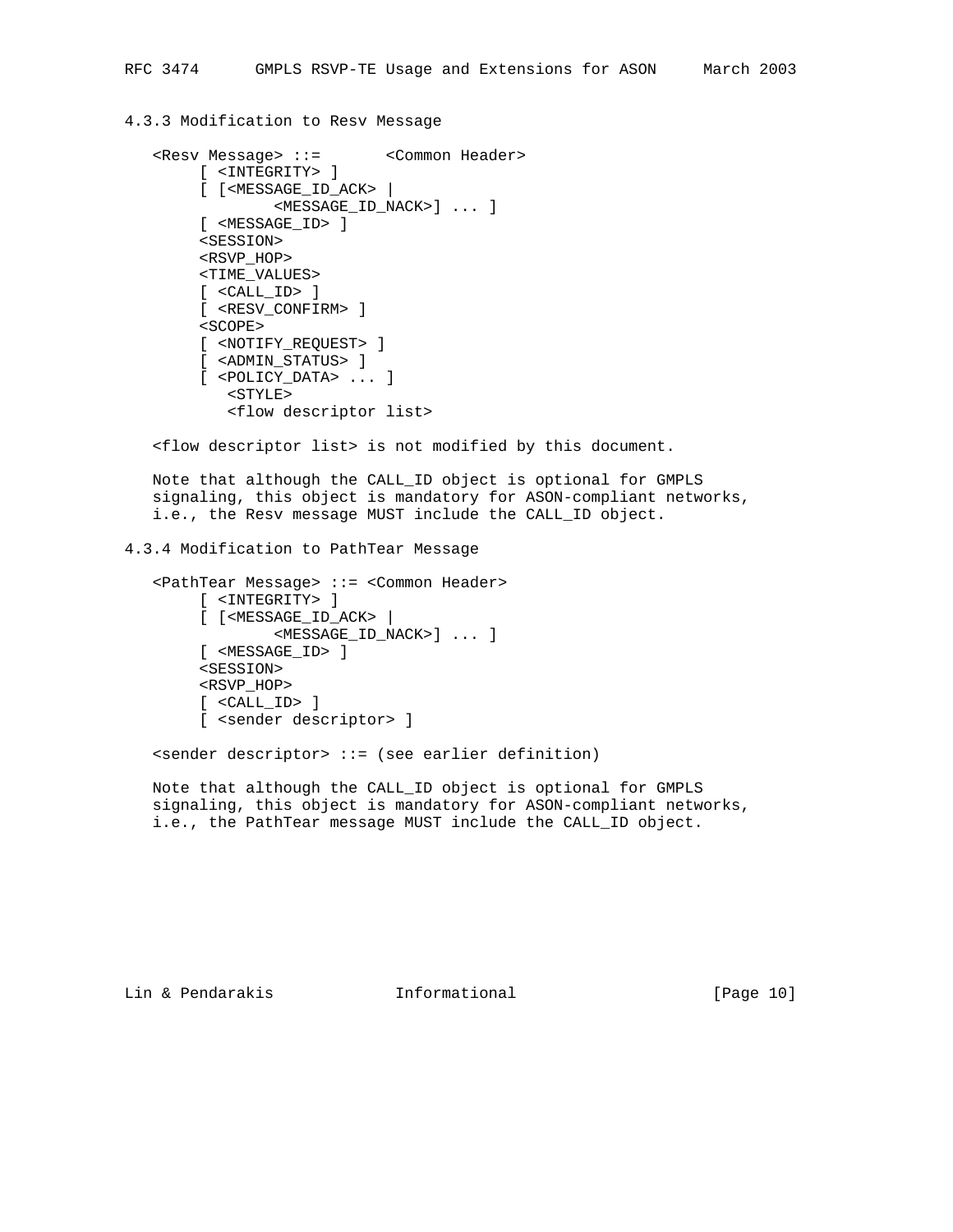### 4.3.3 Modification to Resv Message

```
<Resv Message> ::=       <Common Header>
     [ <INTEGRITY> ]
     [ [<MESSAGE_ID_ACK> |
             <MESSAGE_ID_NACK>] ... ]
     [ <MESSAGE_ID> ]
     <SESSION>
     <RSVP_HOP>
     <TIME_VALUES>
     [ <CALL_ID> ]
     [ <RESV_CONFIRM> ]
     <SCOPE>
     [ <NOTIFY_REQUEST> ]
     [ <ADMIN_STATUS> ]
     [ <POLICY_DATA> ... ]
        <STYLE>
        <flow descriptor list>
```

<flow descriptor list> is not modified by this document.

Note that although the CALL_ID object is optional for GMPLS signaling, this object is mandatory for ASON-compliant networks, i.e., the Resv message MUST include the CALL_ID object.

### 4.3.4 Modification to PathTear Message

```
<PathTear Message> ::= <Common Header>
     [ <INTEGRITY> ]
     [ [<MESSAGE_ID_ACK> |
             <MESSAGE_ID_NACK>] ... ]
     [ <MESSAGE_ID> ]
     <SESSION>
     <RSVP_HOP>
     [ <CALL_ID> ]
     [ <sender descriptor> ]
```

<sender descriptor> ::= (see earlier definition)

Note that although the CALL_ID object is optional for GMPLS signaling, this object is mandatory for ASON-compliant networks, i.e., the PathTear message MUST include the CALL_ID object.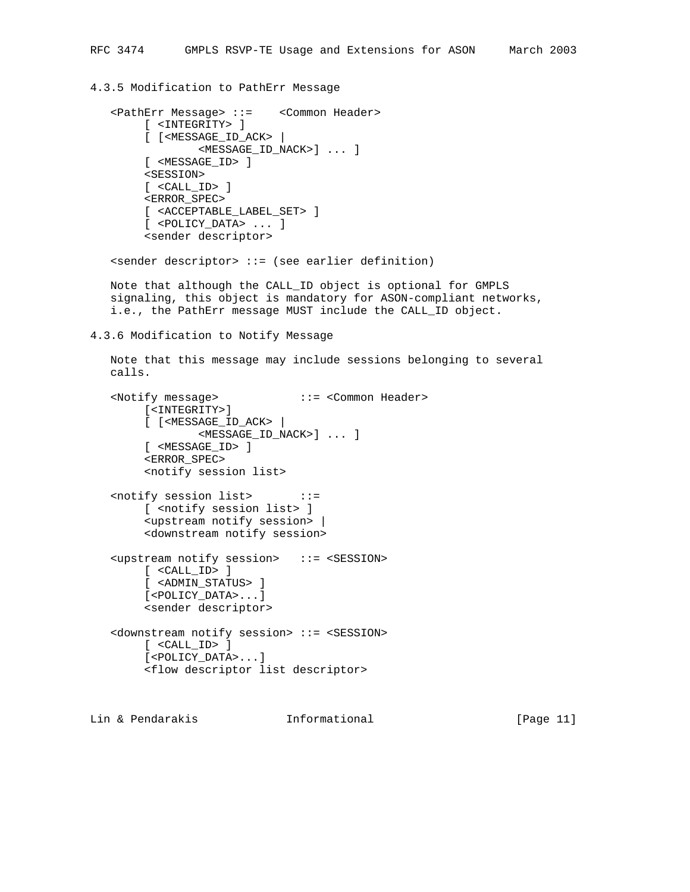### 4.3.5 Modification to PathErr Message

```
<PathErr Message> ::=    <Common Header>
     [ <INTEGRITY> ]
     [ [<MESSAGE_ID_ACK> |
             <MESSAGE_ID_NACK>] ... ]
     [ <MESSAGE_ID> ]
     <SESSION>
     [ <CALL_ID> ]
     <ERROR_SPEC>
     [ <ACCEPTABLE_LABEL_SET> ]
     [ <POLICY_DATA> ... ]
     <sender descriptor>

<sender descriptor> ::= (see earlier definition)
```

Note that although the CALL_ID object is optional for GMPLS signaling, this object is mandatory for ASON-compliant networks, i.e., the PathErr message MUST include the CALL_ID object.

### 4.3.6 Modification to Notify Message

Note that this message may include sessions belonging to several calls.

```
<Notify message>            ::= <Common Header>
     [<INTEGRITY>]
     [ [<MESSAGE_ID_ACK> |
             <MESSAGE_ID_NACK>] ... ]
     [ <MESSAGE_ID> ]
     <ERROR_SPEC>
     <notify session list>

<notify session list>       ::=
     [ <notify session list> ]
     <upstream notify session> |
     <downstream notify session>

<upstream notify session>   ::= <SESSION>
     [ <CALL_ID> ]
     [ <ADMIN_STATUS> ]
     [<POLICY_DATA>...]
     <sender descriptor>

<downstream notify session> ::= <SESSION>
     [ <CALL_ID> ]
     [<POLICY_DATA>...]
     <flow descriptor list descriptor>
```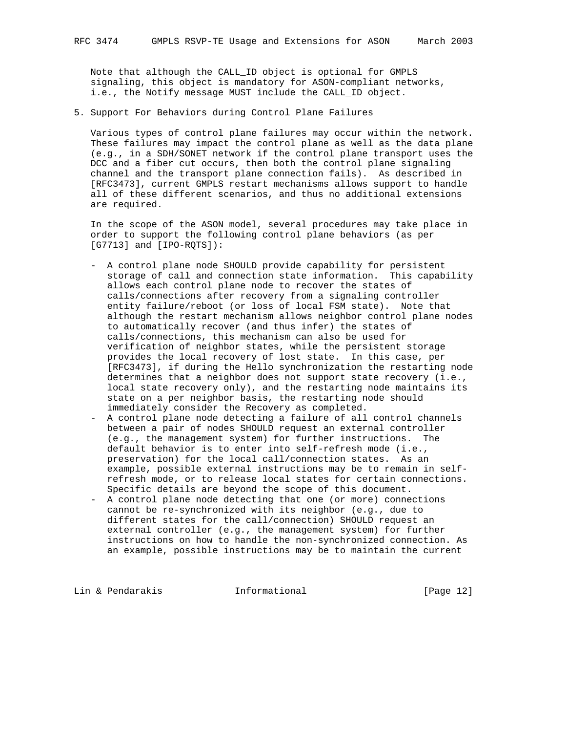Note that although the CALL_ID object is optional for GMPLS signaling, this object is mandatory for ASON-compliant networks, i.e., the Notify message MUST include the CALL_ID object.

## 5. Support For Behaviors during Control Plane Failures

Various types of control plane failures may occur within the network. These failures may impact the control plane as well as the data plane (e.g., in a SDH/SONET network if the control plane transport uses the DCC and a fiber cut occurs, then both the control plane signaling channel and the transport plane connection fails). As described in [RFC3473], current GMPLS restart mechanisms allows support to handle all of these different scenarios, and thus no additional extensions are required.

In the scope of the ASON model, several procedures may take place in order to support the following control plane behaviors (as per [G7713] and [IPO-RQTS]):

- A control plane node SHOULD provide capability for persistent storage of call and connection state information. This capability allows each control plane node to recover the states of calls/connections after recovery from a signaling controller entity failure/reboot (or loss of local FSM state). Note that although the restart mechanism allows neighbor control plane nodes to automatically recover (and thus infer) the states of calls/connections, this mechanism can also be used for verification of neighbor states, while the persistent storage provides the local recovery of lost state. In this case, per [RFC3473], if during the Hello synchronization the restarting node determines that a neighbor does not support state recovery (i.e., local state recovery only), and the restarting node maintains its state on a per neighbor basis, the restarting node should immediately consider the Recovery as completed.
- A control plane node detecting a failure of all control channels between a pair of nodes SHOULD request an external controller (e.g., the management system) for further instructions. The default behavior is to enter into self-refresh mode (i.e., preservation) for the local call/connection states. As an example, possible external instructions may be to remain in self-refresh mode, or to release local states for certain connections. Specific details are beyond the scope of this document.
- A control plane node detecting that one (or more) connections cannot be re-synchronized with its neighbor (e.g., due to different states for the call/connection) SHOULD request an external controller (e.g., the management system) for further instructions on how to handle the non-synchronized connection. As an example, possible instructions may be to maintain the current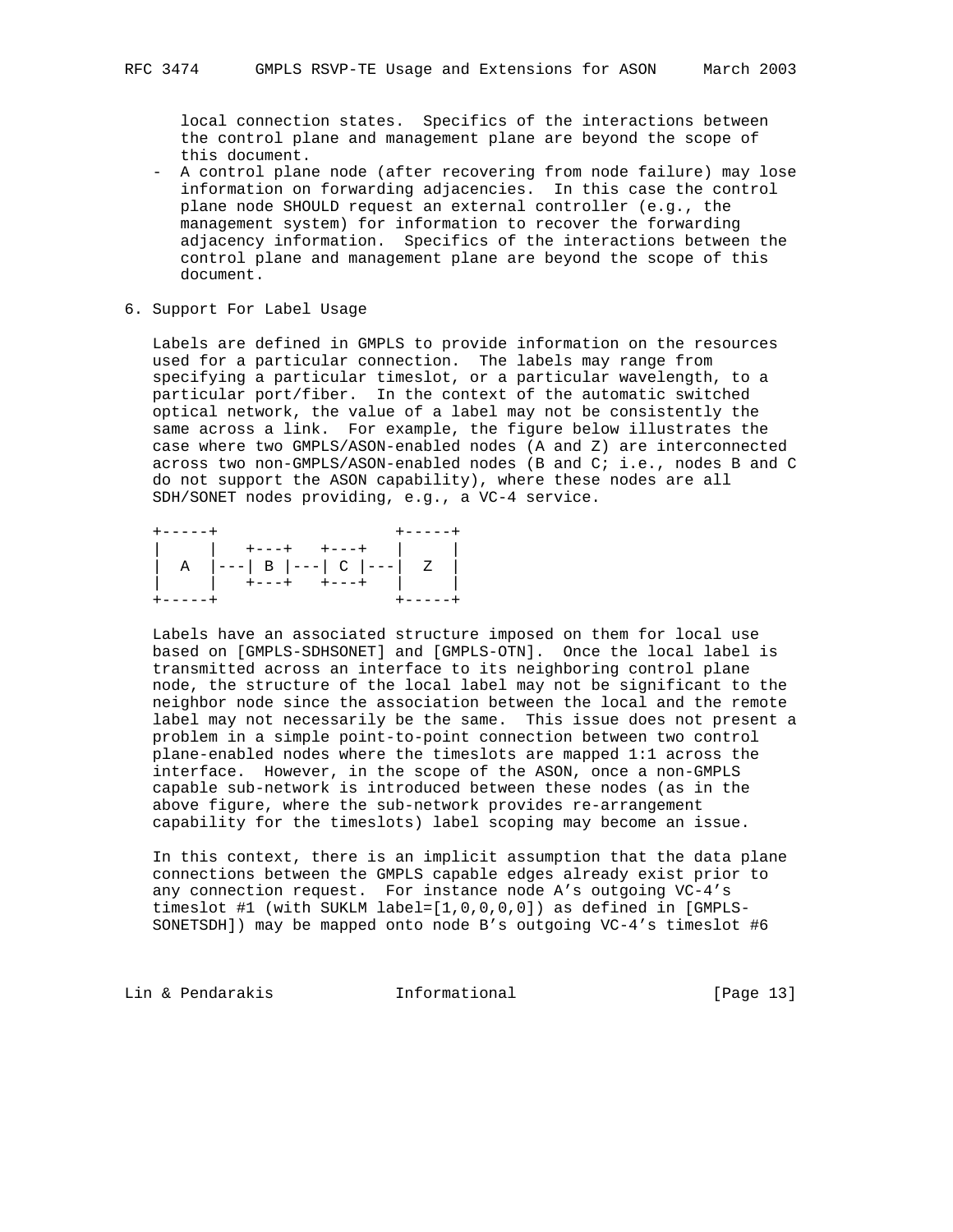local connection states. Specifics of the interactions between the control plane and management plane are beyond the scope of this document.

- A control plane node (after recovering from node failure) may lose information on forwarding adjacencies. In this case the control plane node SHOULD request an external controller (e.g., the management system) for information to recover the forwarding adjacency information. Specifics of the interactions between the control plane and management plane are beyond the scope of this document.

## 6. Support For Label Usage

Labels are defined in GMPLS to provide information on the resources used for a particular connection. The labels may range from specifying a particular timeslot, or a particular wavelength, to a particular port/fiber. In the context of the automatic switched optical network, the value of a label may not be consistently the same across a link. For example, the figure below illustrates the case where two GMPLS/ASON-enabled nodes (A and Z) are interconnected across two non-GMPLS/ASON-enabled nodes (B and C; i.e., nodes B and C do not support the ASON capability), where these nodes are all SDH/SONET nodes providing, e.g., a VC-4 service.

```
+-----+                 +-----+
|     |   +---+   +---+   |     |
|  A  |---| B |---| C |---|  Z  |
|     |   +---+   +---+   |     |
+-----+                 +-----+
```

Labels have an associated structure imposed on them for local use based on [GMPLS-SDHSONET] and [GMPLS-OTN]. Once the local label is transmitted across an interface to its neighboring control plane node, the structure of the local label may not be significant to the neighbor node since the association between the local and the remote label may not necessarily be the same. This issue does not present a problem in a simple point-to-point connection between two control plane-enabled nodes where the timeslots are mapped 1:1 across the interface. However, in the scope of the ASON, once a non-GMPLS capable sub-network is introduced between these nodes (as in the above figure, where the sub-network provides re-arrangement capability for the timeslots) label scoping may become an issue.

In this context, there is an implicit assumption that the data plane connections between the GMPLS capable edges already exist prior to any connection request. For instance node A's outgoing VC-4's timeslot #1 (with SUKLM label=[1,0,0,0,0]) as defined in [GMPLS-SONETSDH]) may be mapped onto node B's outgoing VC-4's timeslot #6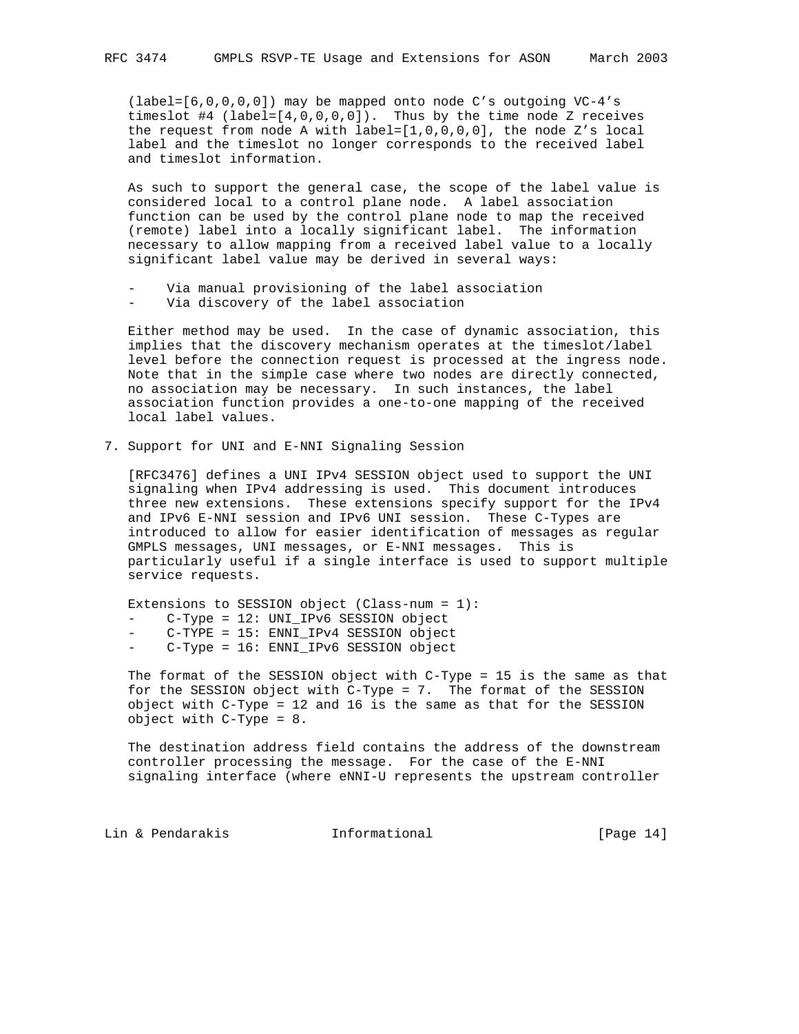(label=[6,0,0,0,0]) may be mapped onto node C's outgoing VC-4's timeslot #4 (label=[4,0,0,0,0]). Thus by the time node Z receives the request from node A with label=[1,0,0,0,0], the node Z's local label and the timeslot no longer corresponds to the received label and timeslot information.

As such to support the general case, the scope of the label value is considered local to a control plane node. A label association function can be used by the control plane node to map the received (remote) label into a locally significant label. The information necessary to allow mapping from a received label value to a locally significant label value may be derived in several ways:

- Via manual provisioning of the label association
- Via discovery of the label association

Either method may be used. In the case of dynamic association, this implies that the discovery mechanism operates at the timeslot/label level before the connection request is processed at the ingress node. Note that in the simple case where two nodes are directly connected, no association may be necessary. In such instances, the label association function provides a one-to-one mapping of the received local label values.

## 7. Support for UNI and E-NNI Signaling Session

[RFC3476] defines a UNI IPv4 SESSION object used to support the UNI signaling when IPv4 addressing is used. This document introduces three new extensions. These extensions specify support for the IPv4 and IPv6 E-NNI session and IPv6 UNI session. These C-Types are introduced to allow for easier identification of messages as regular GMPLS messages, UNI messages, or E-NNI messages. This is particularly useful if a single interface is used to support multiple service requests.

Extensions to SESSION object (Class-num = 1):

- C-Type = 12: UNI_IPv6 SESSION object
- C-TYPE = 15: ENNI_IPv4 SESSION object
- C-Type = 16: ENNI_IPv6 SESSION object

The format of the SESSION object with C-Type = 15 is the same as that for the SESSION object with C-Type = 7. The format of the SESSION object with C-Type = 12 and 16 is the same as that for the SESSION object with C-Type = 8.

The destination address field contains the address of the downstream controller processing the message. For the case of the E-NNI signaling interface (where eNNI-U represents the upstream controller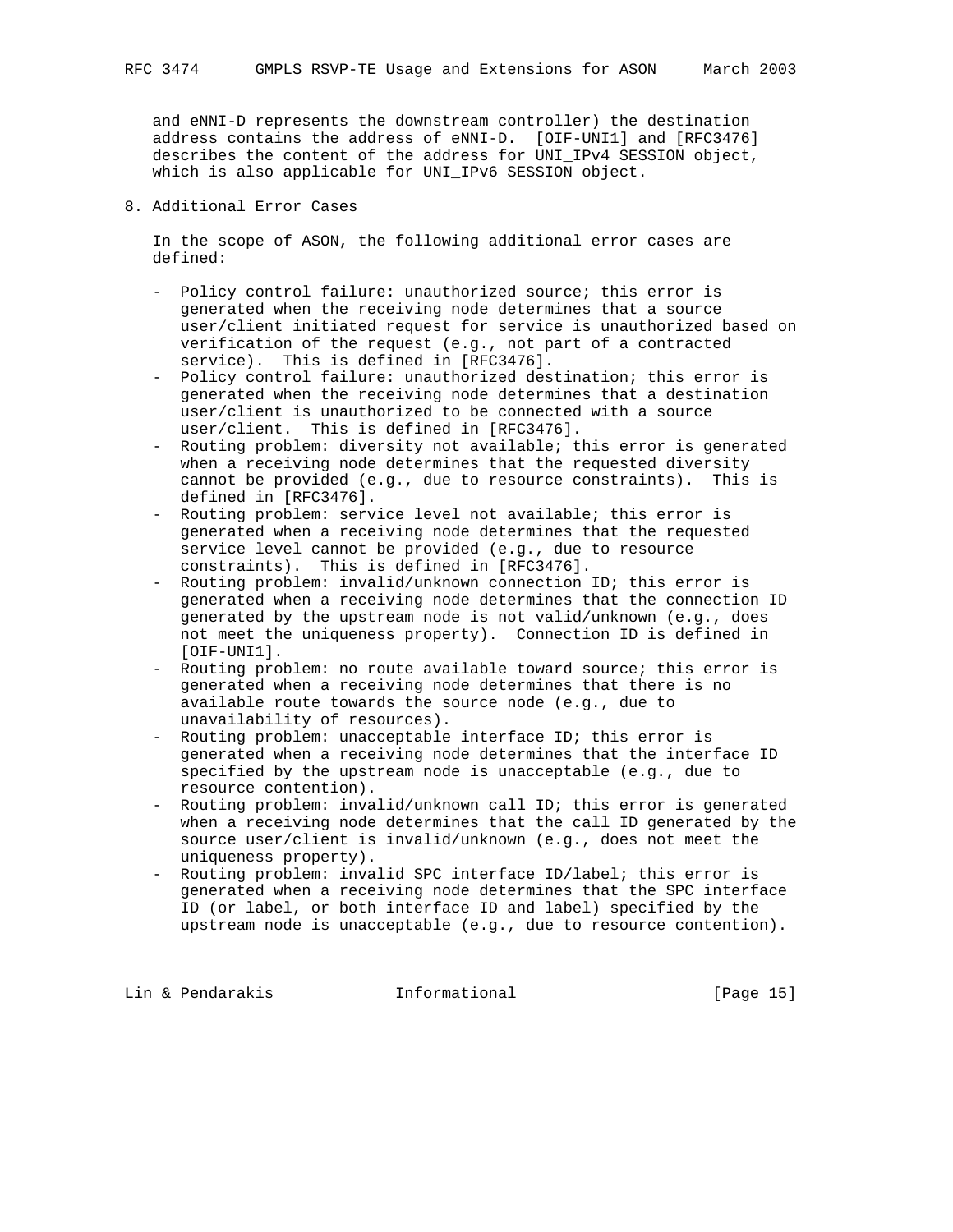and eNNI-D represents the downstream controller) the destination address contains the address of eNNI-D. [OIF-UNI1] and [RFC3476] describes the content of the address for UNI_IPv4 SESSION object, which is also applicable for UNI_IPv6 SESSION object.

## 8. Additional Error Cases

In the scope of ASON, the following additional error cases are defined:

- Policy control failure: unauthorized source; this error is generated when the receiving node determines that a source user/client initiated request for service is unauthorized based on verification of the request (e.g., not part of a contracted service). This is defined in [RFC3476].
- Policy control failure: unauthorized destination; this error is generated when the receiving node determines that a destination user/client is unauthorized to be connected with a source user/client. This is defined in [RFC3476].
- Routing problem: diversity not available; this error is generated when a receiving node determines that the requested diversity cannot be provided (e.g., due to resource constraints). This is defined in [RFC3476].
- Routing problem: service level not available; this error is generated when a receiving node determines that the requested service level cannot be provided (e.g., due to resource constraints). This is defined in [RFC3476].
- Routing problem: invalid/unknown connection ID; this error is generated when a receiving node determines that the connection ID generated by the upstream node is not valid/unknown (e.g., does not meet the uniqueness property). Connection ID is defined in [OIF-UNI1].
- Routing problem: no route available toward source; this error is generated when a receiving node determines that there is no available route towards the source node (e.g., due to unavailability of resources).
- Routing problem: unacceptable interface ID; this error is generated when a receiving node determines that the interface ID specified by the upstream node is unacceptable (e.g., due to resource contention).
- Routing problem: invalid/unknown call ID; this error is generated when a receiving node determines that the call ID generated by the source user/client is invalid/unknown (e.g., does not meet the uniqueness property).
- Routing problem: invalid SPC interface ID/label; this error is generated when a receiving node determines that the SPC interface ID (or label, or both interface ID and label) specified by the upstream node is unacceptable (e.g., due to resource contention).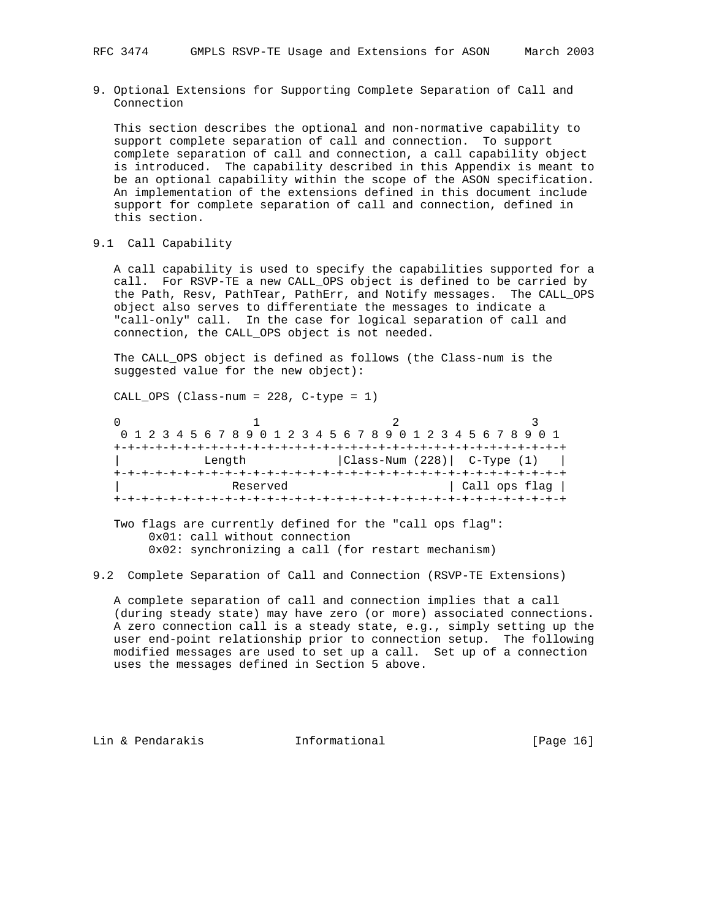## 9. Optional Extensions for Supporting Complete Separation of Call and Connection

This section describes the optional and non-normative capability to support complete separation of call and connection. To support complete separation of call and connection, a call capability object is introduced. The capability described in this Appendix is meant to be an optional capability within the scope of the ASON specification. An implementation of the extensions defined in this document include support for complete separation of call and connection, defined in this section.

### 9.1 Call Capability

A call capability is used to specify the capabilities supported for a call. For RSVP-TE a new CALL_OPS object is defined to be carried by the Path, Resv, PathTear, PathErr, and Notify messages. The CALL_OPS object also serves to differentiate the messages to indicate a "call-only" call. In the case for logical separation of call and connection, the CALL_OPS object is not needed.

The CALL_OPS object is defined as follows (the Class-num is the suggested value for the new object):

CALL_OPS (Class-num = 228, C-type = 1)

```
 0                   1                   2                   3
 0 1 2 3 4 5 6 7 8 9 0 1 2 3 4 5 6 7 8 9 0 1 2 3 4 5 6 7 8 9 0 1
+-+-+-+-+-+-+-+-+-+-+-+-+-+-+-+-+-+-+-+-+-+-+-+-+-+-+-+-+-+-+-+-+
|           Length              |Class-Num (228)|  C-Type (1)   |
+-+-+-+-+-+-+-+-+-+-+-+-+-+-+-+-+-+-+-+-+-+-+-+-+-+-+-+-+-+-+-+-+
|               Reserved                        | Call ops flag |
+-+-+-+-+-+-+-+-+-+-+-+-+-+-+-+-+-+-+-+-+-+-+-+-+-+-+-+-+-+-+-+-+
```

Two flags are currently defined for the "call ops flag":

- 0x01: call without connection
- 0x02: synchronizing a call (for restart mechanism)

### 9.2 Complete Separation of Call and Connection (RSVP-TE Extensions)

A complete separation of call and connection implies that a call (during steady state) may have zero (or more) associated connections. A zero connection call is a steady state, e.g., simply setting up the user end-point relationship prior to connection setup. The following modified messages are used to set up a call. Set up of a connection uses the messages defined in Section 5 above.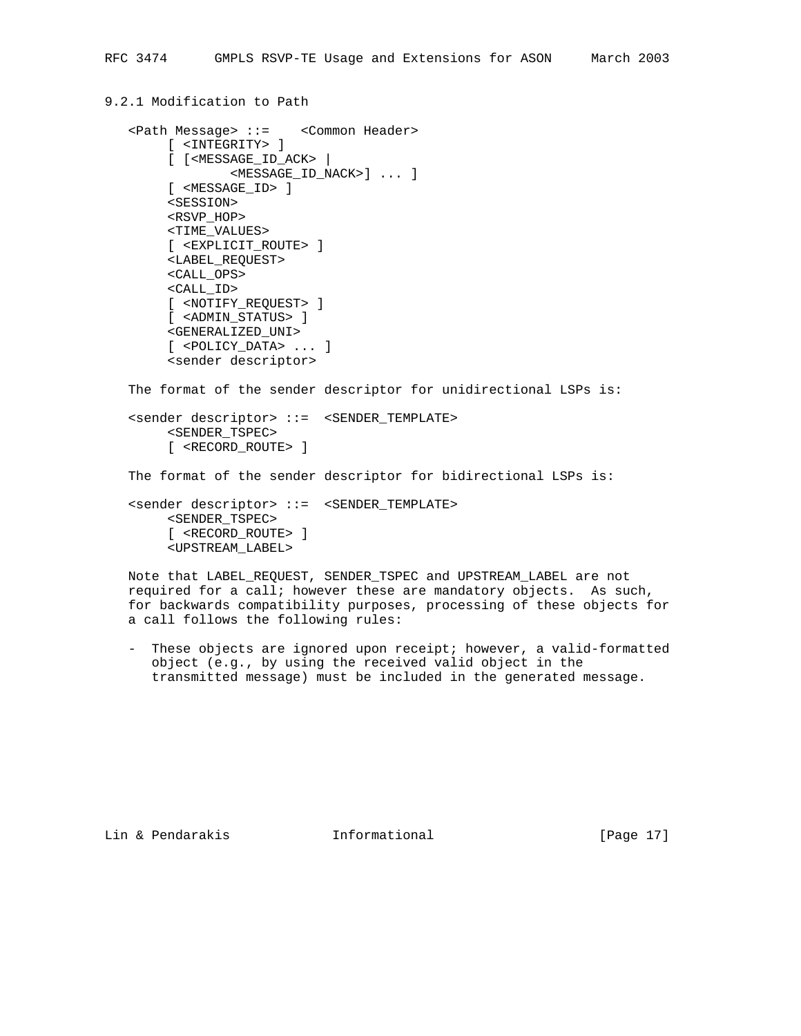### 9.2.1 Modification to Path

```
<Path Message> ::=    <Common Header>
     [ <INTEGRITY> ]
     [ [<MESSAGE_ID_ACK> |
             <MESSAGE_ID_NACK>] ... ]
     [ <MESSAGE_ID> ]
     <SESSION>
     <RSVP_HOP>
     <TIME_VALUES>
     [ <EXPLICIT_ROUTE> ]
     <LABEL_REQUEST>
     <CALL_OPS>
     <CALL_ID>
     [ <NOTIFY_REQUEST> ]
     [ <ADMIN_STATUS> ]
     <GENERALIZED_UNI>
     [ <POLICY_DATA> ... ]
     <sender descriptor>
```

The format of the sender descriptor for unidirectional LSPs is:

```
<sender descriptor> ::=  <SENDER_TEMPLATE>
     <SENDER_TSPEC>
     [ <RECORD_ROUTE> ]
```

The format of the sender descriptor for bidirectional LSPs is:

```
<sender descriptor> ::=  <SENDER_TEMPLATE>
     <SENDER_TSPEC>
     [ <RECORD_ROUTE> ]
     <UPSTREAM_LABEL>
```

Note that LABEL_REQUEST, SENDER_TSPEC and UPSTREAM_LABEL are not required for a call; however these are mandatory objects. As such, for backwards compatibility purposes, processing of these objects for a call follows the following rules:

- These objects are ignored upon receipt; however, a valid-formatted object (e.g., by using the received valid object in the transmitted message) must be included in the generated message.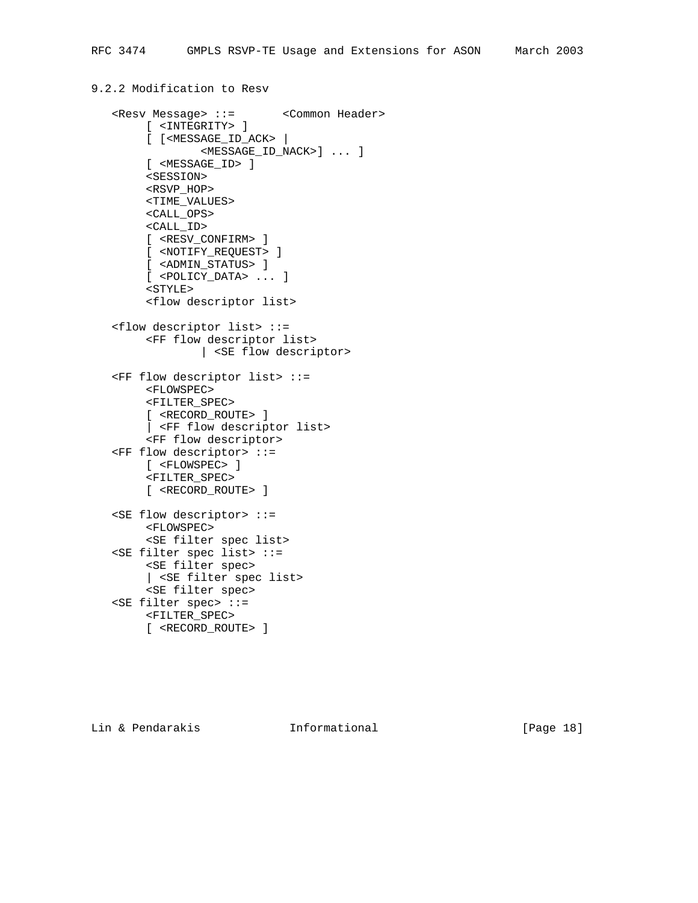### 9.2.2 Modification to Resv

```
   <Resv Message> ::=       <Common Header>
        [ <INTEGRITY> ]
        [ [<MESSAGE_ID_ACK> |
                <MESSAGE_ID_NACK>] ... ]
        [ <MESSAGE_ID> ]
        <SESSION>
        <RSVP_HOP>
        <TIME_VALUES>
        <CALL_OPS>
        <CALL_ID>
        [ <RESV_CONFIRM> ]
        [ <NOTIFY_REQUEST> ]
        [ <ADMIN_STATUS> ]
        [ <POLICY_DATA> ... ]
        <STYLE>
        <flow descriptor list>

   <flow descriptor list> ::=
        <FF flow descriptor list>
                | <SE flow descriptor>

   <FF flow descriptor list> ::=
        <FLOWSPEC>
        <FILTER_SPEC>
        [ <RECORD_ROUTE> ]
        | <FF flow descriptor list>
        <FF flow descriptor>
   <FF flow descriptor> ::=
        [ <FLOWSPEC> ]
        <FILTER_SPEC>
        [ <RECORD_ROUTE> ]

   <SE flow descriptor> ::=
        <FLOWSPEC>
        <SE filter spec list>
   <SE filter spec list> ::=
        <SE filter spec>
        | <SE filter spec list>
        <SE filter spec>
   <SE filter spec> ::=
        <FILTER_SPEC>
        [ <RECORD_ROUTE> ]
```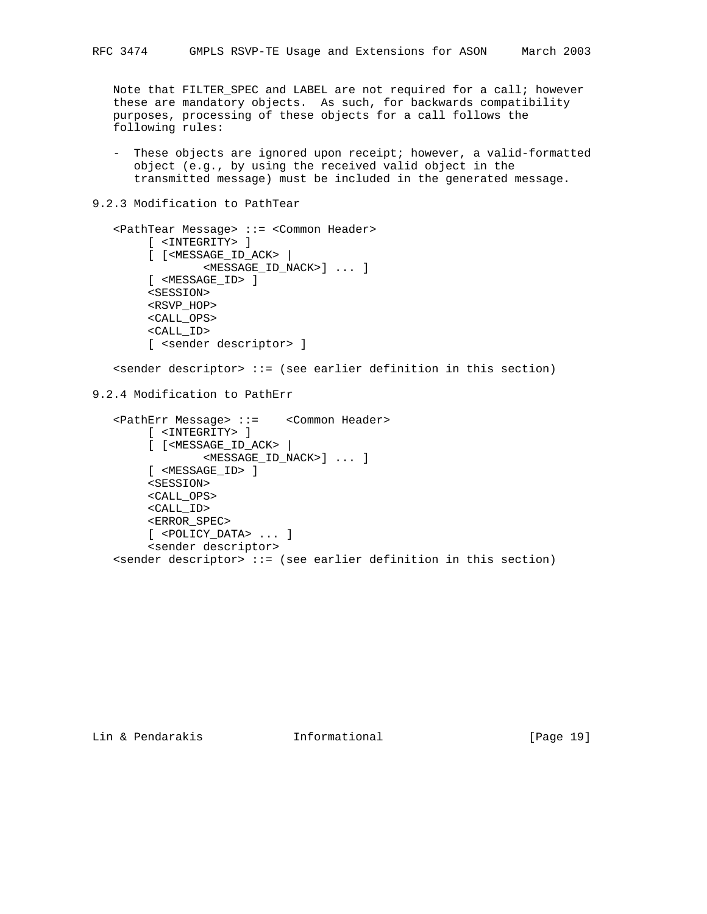Note that FILTER_SPEC and LABEL are not required for a call; however these are mandatory objects. As such, for backwards compatibility purposes, processing of these objects for a call follows the following rules:

- These objects are ignored upon receipt; however, a valid-formatted object (e.g., by using the received valid object in the transmitted message) must be included in the generated message.

### 9.2.3 Modification to PathTear

```
<PathTear Message> ::= <Common Header>
     [ <INTEGRITY> ]
     [ [<MESSAGE_ID_ACK> |
             <MESSAGE_ID_NACK>] ... ]
     [ <MESSAGE_ID> ]
     <SESSION>
     <RSVP_HOP>
     <CALL_OPS>
     <CALL_ID>
     [ <sender descriptor> ]

<sender descriptor> ::= (see earlier definition in this section)
```

### 9.2.4 Modification to PathErr

```
<PathErr Message> ::=    <Common Header>
     [ <INTEGRITY> ]
     [ [<MESSAGE_ID_ACK> |
             <MESSAGE_ID_NACK>] ... ]
     [ <MESSAGE_ID> ]
     <SESSION>
     <CALL_OPS>
     <CALL_ID>
     <ERROR_SPEC>
     [ <POLICY_DATA> ... ]
     <sender descriptor>
<sender descriptor> ::= (see earlier definition in this section)
```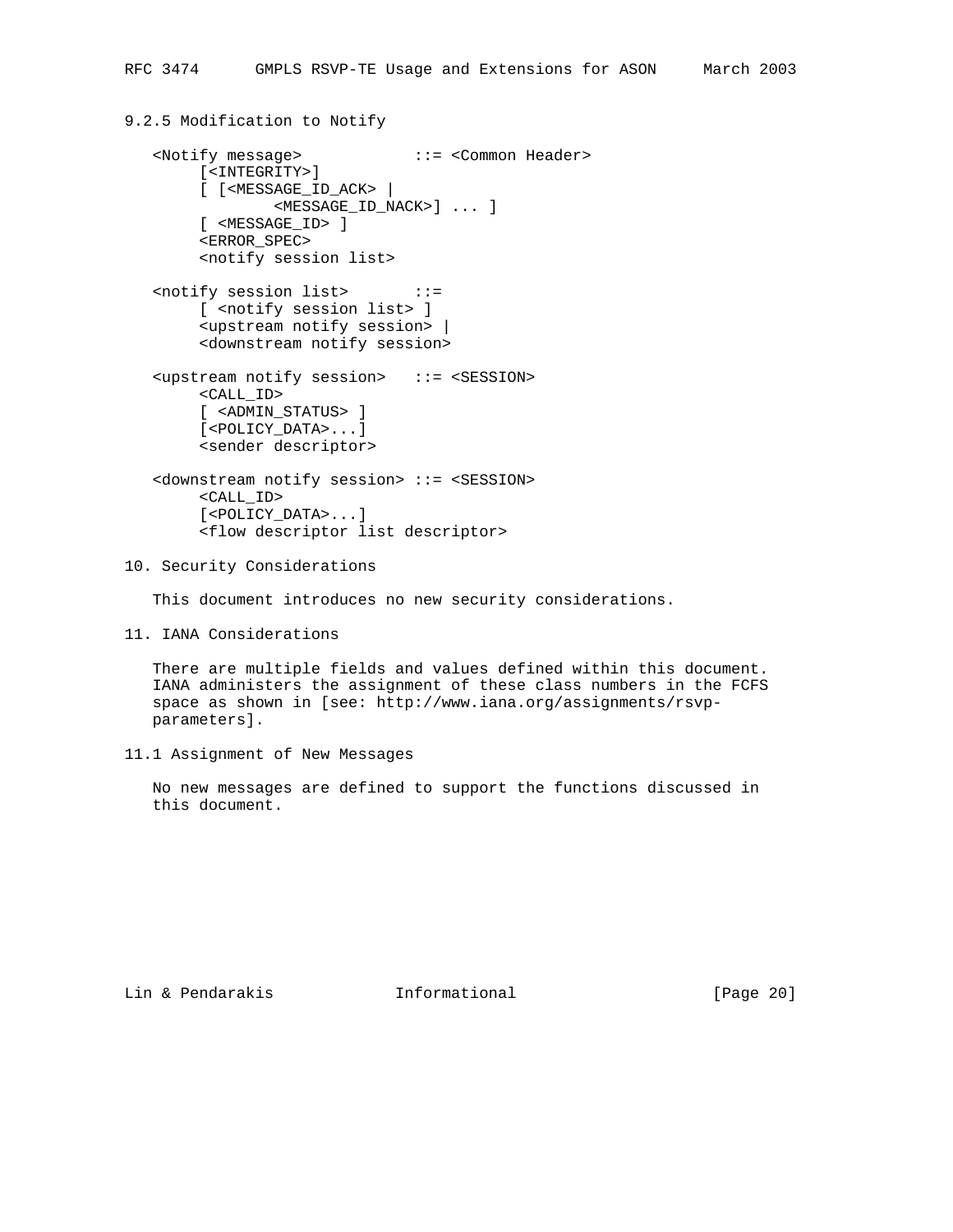### 9.2.5 Modification to Notify

```
   <Notify message>            ::= <Common Header>
        [<INTEGRITY>]
        [ [<MESSAGE_ID_ACK> |
               <MESSAGE_ID_NACK>] ... ]
        [ <MESSAGE_ID> ]
        <ERROR_SPEC>
        <notify session list>

   <notify session list>       ::=
        [ <notify session list> ]
        <upstream notify session> |
        <downstream notify session>

   <upstream notify session>   ::= <SESSION>
        <CALL_ID>
        [ <ADMIN_STATUS> ]
        [<POLICY_DATA>...]
        <sender descriptor>

   <downstream notify session> ::= <SESSION>
        <CALL_ID>
        [<POLICY_DATA>...]
        <flow descriptor list descriptor>
```

## 10. Security Considerations

This document introduces no new security considerations.

## 11. IANA Considerations

There are multiple fields and values defined within this document. IANA administers the assignment of these class numbers in the FCFS space as shown in [see: http://www.iana.org/assignments/rsvp-parameters].

### 11.1 Assignment of New Messages

No new messages are defined to support the functions discussed in this document.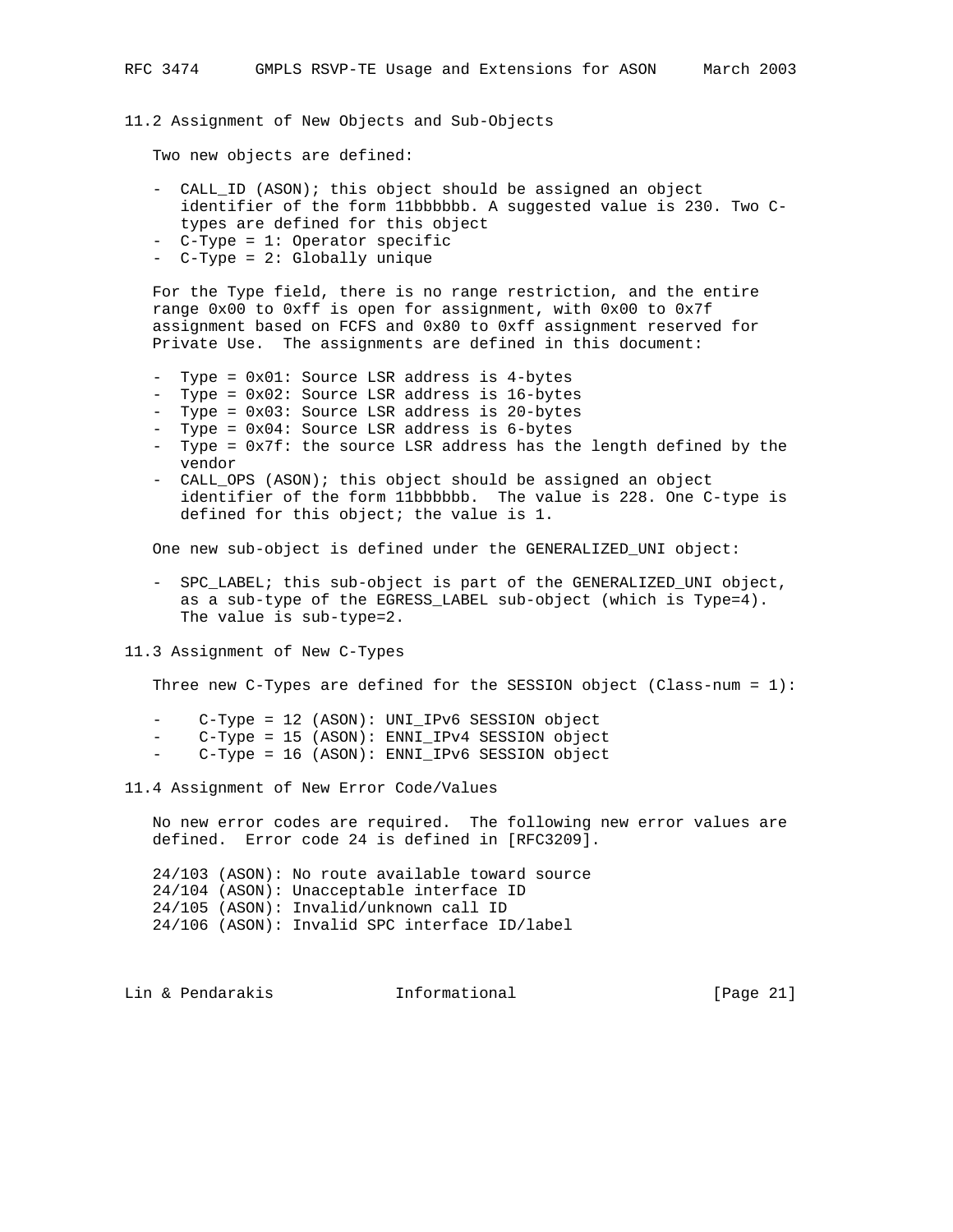## 11.2 Assignment of New Objects and Sub-Objects

Two new objects are defined:

- CALL_ID (ASON); this object should be assigned an object identifier of the form 11bbbbbb. A suggested value is 230. Two C-types are defined for this object
- C-Type = 1: Operator specific
- C-Type = 2: Globally unique

For the Type field, there is no range restriction, and the entire range 0x00 to 0xff is open for assignment, with 0x00 to 0x7f assignment based on FCFS and 0x80 to 0xff assignment reserved for Private Use. The assignments are defined in this document:

- Type = 0x01: Source LSR address is 4-bytes
- Type = 0x02: Source LSR address is 16-bytes
- Type = 0x03: Source LSR address is 20-bytes
- Type = 0x04: Source LSR address is 6-bytes
- Type = 0x7f: the source LSR address has the length defined by the vendor
- CALL_OPS (ASON); this object should be assigned an object identifier of the form 11bbbbbb. The value is 228. One C-type is defined for this object; the value is 1.

One new sub-object is defined under the GENERALIZED_UNI object:

- SPC_LABEL; this sub-object is part of the GENERALIZED_UNI object, as a sub-type of the EGRESS_LABEL sub-object (which is Type=4). The value is sub-type=2.

## 11.3 Assignment of New C-Types

Three new C-Types are defined for the SESSION object (Class-num = 1):

- C-Type = 12 (ASON): UNI_IPv6 SESSION object
- C-Type = 15 (ASON): ENNI_IPv4 SESSION object
- C-Type = 16 (ASON): ENNI_IPv6 SESSION object

## 11.4 Assignment of New Error Code/Values

No new error codes are required. The following new error values are defined. Error code 24 is defined in [RFC3209].

24/103 (ASON): No route available toward source
24/104 (ASON): Unacceptable interface ID
24/105 (ASON): Invalid/unknown call ID
24/106 (ASON): Invalid SPC interface ID/label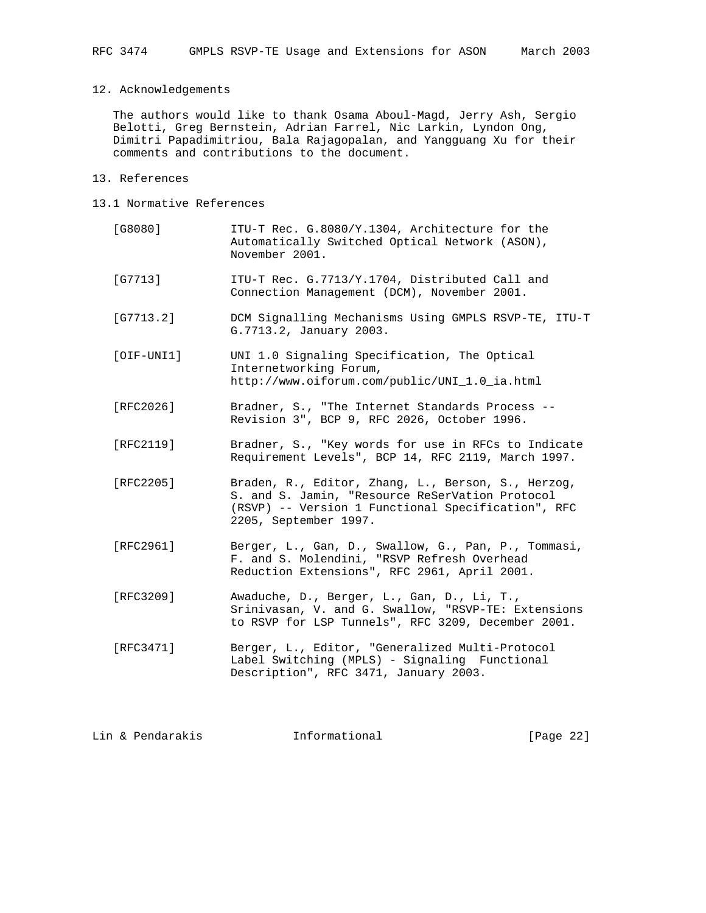## 12. Acknowledgements

The authors would like to thank Osama Aboul-Magd, Jerry Ash, Sergio Belotti, Greg Bernstein, Adrian Farrel, Nic Larkin, Lyndon Ong, Dimitri Papadimitriou, Bala Rajagopalan, and Yangguang Xu for their comments and contributions to the document.

## 13. References

### 13.1 Normative References

[G8080] ITU-T Rec. G.8080/Y.1304, Architecture for the Automatically Switched Optical Network (ASON), November 2001.

[G7713] ITU-T Rec. G.7713/Y.1704, Distributed Call and Connection Management (DCM), November 2001.

[G7713.2] DCM Signalling Mechanisms Using GMPLS RSVP-TE, ITU-T G.7713.2, January 2003.

[OIF-UNI1] UNI 1.0 Signaling Specification, The Optical Internetworking Forum, http://www.oiforum.com/public/UNI_1.0_ia.html

[RFC2026] Bradner, S., "The Internet Standards Process -- Revision 3", BCP 9, RFC 2026, October 1996.

[RFC2119] Bradner, S., "Key words for use in RFCs to Indicate Requirement Levels", BCP 14, RFC 2119, March 1997.

[RFC2205] Braden, R., Editor, Zhang, L., Berson, S., Herzog, S. and S. Jamin, "Resource ReSerVation Protocol (RSVP) -- Version 1 Functional Specification", RFC 2205, September 1997.

[RFC2961] Berger, L., Gan, D., Swallow, G., Pan, P., Tommasi, F. and S. Molendini, "RSVP Refresh Overhead Reduction Extensions", RFC 2961, April 2001.

[RFC3209] Awaduche, D., Berger, L., Gan, D., Li, T., Srinivasan, V. and G. Swallow, "RSVP-TE: Extensions to RSVP for LSP Tunnels", RFC 3209, December 2001.

[RFC3471] Berger, L., Editor, "Generalized Multi-Protocol Label Switching (MPLS) - Signaling Functional Description", RFC 3471, January 2003.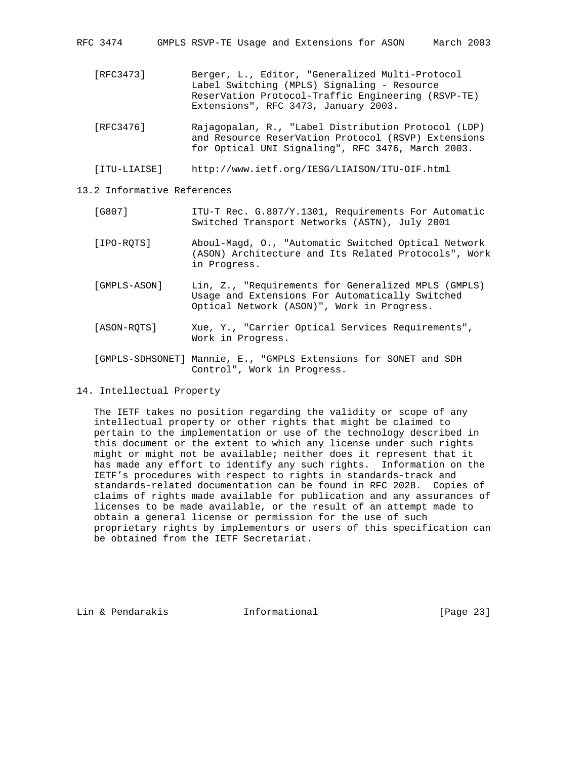[RFC3473] Berger, L., Editor, "Generalized Multi-Protocol Label Switching (MPLS) Signaling - Resource ReserVation Protocol-Traffic Engineering (RSVP-TE) Extensions", RFC 3473, January 2003.

[RFC3476] Rajagopalan, R., "Label Distribution Protocol (LDP) and Resource ReserVation Protocol (RSVP) Extensions for Optical UNI Signaling", RFC 3476, March 2003.

[ITU-LIAISE] http://www.ietf.org/IESG/LIAISON/ITU-OIF.html

### 13.2 Informative References

[G807] ITU-T Rec. G.807/Y.1301, Requirements For Automatic Switched Transport Networks (ASTN), July 2001

[IPO-RQTS] Aboul-Magd, O., "Automatic Switched Optical Network (ASON) Architecture and Its Related Protocols", Work in Progress.

[GMPLS-ASON] Lin, Z., "Requirements for Generalized MPLS (GMPLS) Usage and Extensions For Automatically Switched Optical Network (ASON)", Work in Progress.

[ASON-RQTS] Xue, Y., "Carrier Optical Services Requirements", Work in Progress.

[GMPLS-SDHSONET] Mannie, E., "GMPLS Extensions for SONET and SDH Control", Work in Progress.

## 14. Intellectual Property

The IETF takes no position regarding the validity or scope of any intellectual property or other rights that might be claimed to pertain to the implementation or use of the technology described in this document or the extent to which any license under such rights might or might not be available; neither does it represent that it has made any effort to identify any such rights. Information on the IETF's procedures with respect to rights in standards-track and standards-related documentation can be found in RFC 2028. Copies of claims of rights made available for publication and any assurances of licenses to be made available, or the result of an attempt made to obtain a general license or permission for the use of such proprietary rights by implementors or users of this specification can be obtained from the IETF Secretariat.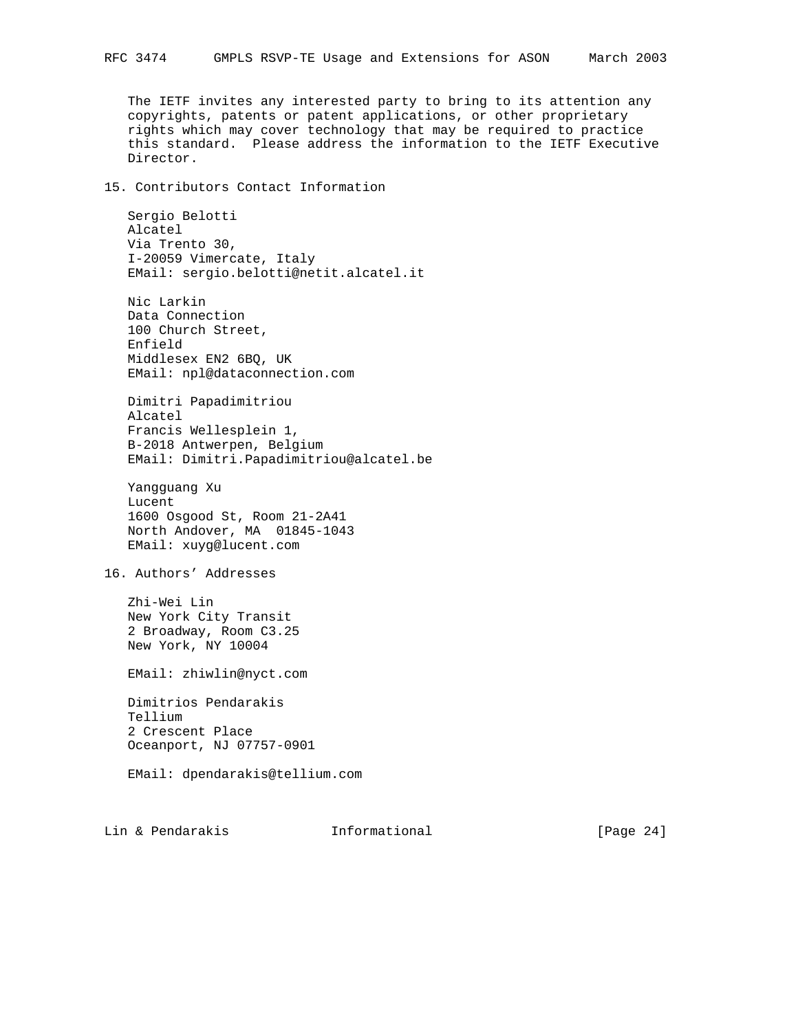The IETF invites any interested party to bring to its attention any copyrights, patents or patent applications, or other proprietary rights which may cover technology that may be required to practice this standard. Please address the information to the IETF Executive Director.

## 15. Contributors Contact Information

Sergio Belotti
Alcatel
Via Trento 30,
I-20059 Vimercate, Italy
EMail: sergio.belotti@netit.alcatel.it

Nic Larkin
Data Connection
100 Church Street,
Enfield
Middlesex EN2 6BQ, UK
EMail: npl@dataconnection.com

Dimitri Papadimitriou
Alcatel
Francis Wellesplein 1,
B-2018 Antwerpen, Belgium
EMail: Dimitri.Papadimitriou@alcatel.be

Yangguang Xu
Lucent
1600 Osgood St, Room 21-2A41
North Andover, MA 01845-1043
EMail: xuyg@lucent.com

## 16. Authors' Addresses

Zhi-Wei Lin
New York City Transit
2 Broadway, Room C3.25
New York, NY 10004

EMail: zhiwlin@nyct.com

Dimitrios Pendarakis
Tellium
2 Crescent Place
Oceanport, NJ 07757-0901

EMail: dpendarakis@tellium.com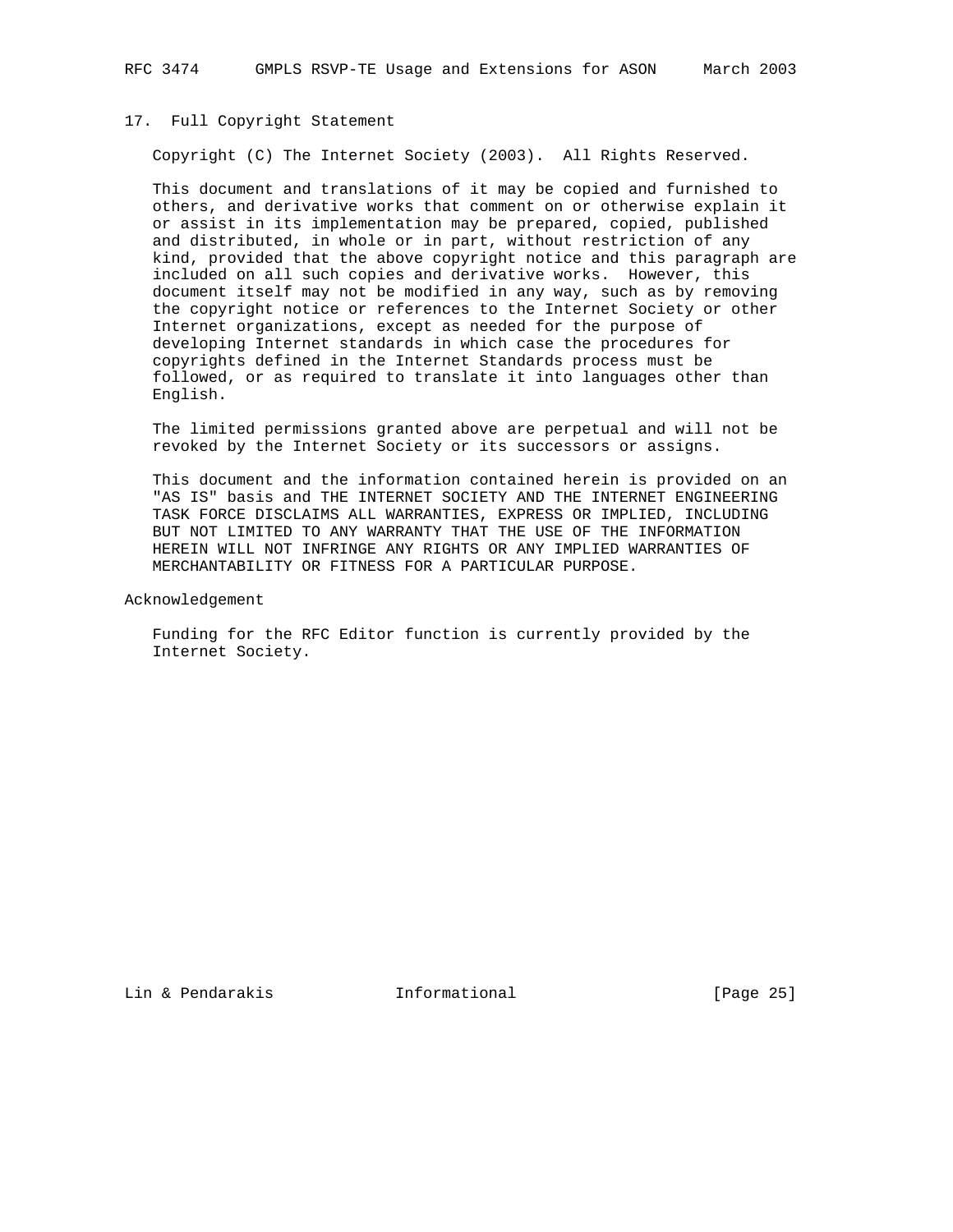## 17. Full Copyright Statement

Copyright (C) The Internet Society (2003). All Rights Reserved.

This document and translations of it may be copied and furnished to others, and derivative works that comment on or otherwise explain it or assist in its implementation may be prepared, copied, published and distributed, in whole or in part, without restriction of any kind, provided that the above copyright notice and this paragraph are included on all such copies and derivative works. However, this document itself may not be modified in any way, such as by removing the copyright notice or references to the Internet Society or other Internet organizations, except as needed for the purpose of developing Internet standards in which case the procedures for copyrights defined in the Internet Standards process must be followed, or as required to translate it into languages other than English.

The limited permissions granted above are perpetual and will not be revoked by the Internet Society or its successors or assigns.

This document and the information contained herein is provided on an "AS IS" basis and THE INTERNET SOCIETY AND THE INTERNET ENGINEERING TASK FORCE DISCLAIMS ALL WARRANTIES, EXPRESS OR IMPLIED, INCLUDING BUT NOT LIMITED TO ANY WARRANTY THAT THE USE OF THE INFORMATION HEREIN WILL NOT INFRINGE ANY RIGHTS OR ANY IMPLIED WARRANTIES OF MERCHANTABILITY OR FITNESS FOR A PARTICULAR PURPOSE.

## Acknowledgement

Funding for the RFC Editor function is currently provided by the Internet Society.